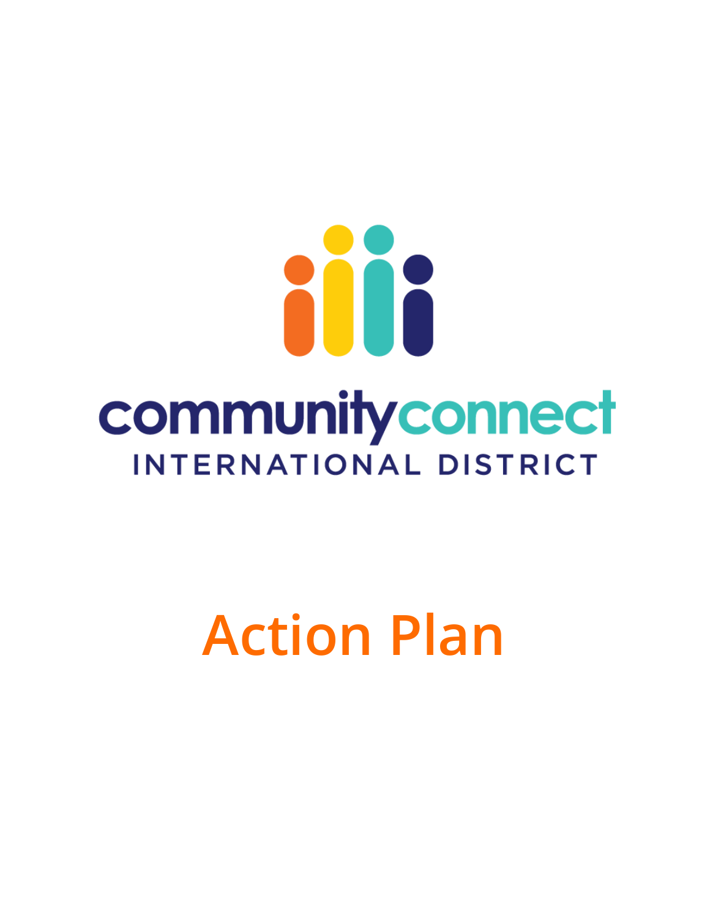communityconnect

INTERNATIONAL DISTRICT

# Action Plan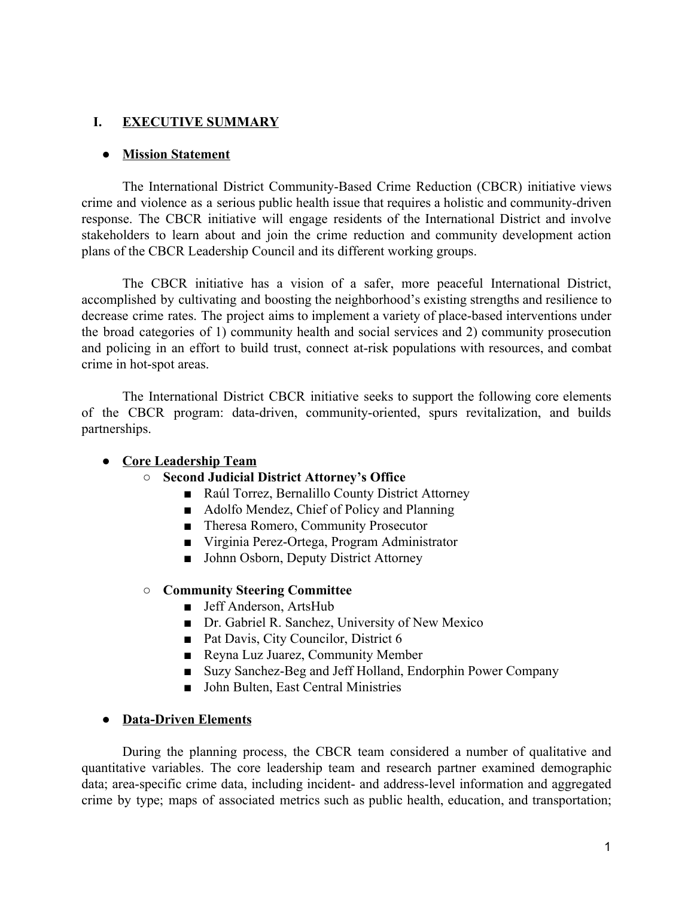# I. EXECUTIVE SUMMARY

- **Mission Statement**

The International District Community-Based Crime Reduction (CBCR) initiative views crime and violence as a serious public health issue that requires a holistic and community-driven response. The CBCR initiative will engage residents of the International District and involve stakeholders to learn about and join the crime reduction and community development action plans of the CBCR Leadership Council and its different working groups.

The CBCR initiative has a vision of a safer, more peaceful International District, accomplished by cultivating and boosting the neighborhood's existing strengths and resilience to decrease crime rates. The project aims to implement a variety of place-based interventions under the broad categories of 1) community health and social services and 2) community prosecution and policing in an effort to build trust, connect at-risk populations with resources, and combat crime in hot-spot areas.

The International District CBCR initiative seeks to support the following core elements of the CBCR program: data-driven, community-oriented, spurs revitalization, and builds partnerships.

- **Core Leadership Team**
  - **Second Judicial District Attorney's Office**
    - Raúl Torrez, Bernalillo County District Attorney
    - Adolfo Mendez, Chief of Policy and Planning
    - Theresa Romero, Community Prosecutor
    - Virginia Perez-Ortega, Program Administrator
    - Johnn Osborn, Deputy District Attorney
  - **Community Steering Committee**
    - Jeff Anderson, ArtsHub
    - Dr. Gabriel R. Sanchez, University of New Mexico
    - Pat Davis, City Councilor, District 6
    - Reyna Luz Juarez, Community Member
    - Suzy Sanchez-Beg and Jeff Holland, Endorphin Power Company
    - John Bulten, East Central Ministries

- **Data-Driven Elements**

During the planning process, the CBCR team considered a number of qualitative and quantitative variables. The core leadership team and research partner examined demographic data; area-specific crime data, including incident- and address-level information and aggregated crime by type; maps of associated metrics such as public health, education, and transportation;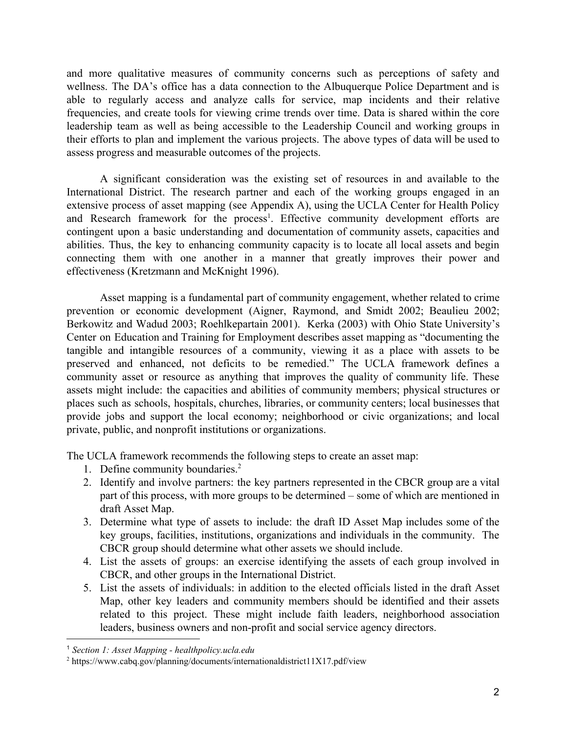and more qualitative measures of community concerns such as perceptions of safety and wellness. The DA's office has a data connection to the Albuquerque Police Department and is able to regularly access and analyze calls for service, map incidents and their relative frequencies, and create tools for viewing crime trends over time. Data is shared within the core leadership team as well as being accessible to the Leadership Council and working groups in their efforts to plan and implement the various projects. The above types of data will be used to assess progress and measurable outcomes of the projects.

A significant consideration was the existing set of resources in and available to the International District. The research partner and each of the working groups engaged in an extensive process of asset mapping (see Appendix A), using the UCLA Center for Health Policy and Research framework for the process[1]. Effective community development efforts are contingent upon a basic understanding and documentation of community assets, capacities and abilities. Thus, the key to enhancing community capacity is to locate all local assets and begin connecting them with one another in a manner that greatly improves their power and effectiveness (Kretzmann and McKnight 1996).

Asset mapping is a fundamental part of community engagement, whether related to crime prevention or economic development (Aigner, Raymond, and Smidt 2002; Beaulieu 2002; Berkowitz and Wadud 2003; Roehlkepartain 2001). Kerka (2003) with Ohio State University's Center on Education and Training for Employment describes asset mapping as "documenting the tangible and intangible resources of a community, viewing it as a place with assets to be preserved and enhanced, not deficits to be remedied." The UCLA framework defines a community asset or resource as anything that improves the quality of community life. These assets might include: the capacities and abilities of community members; physical structures or places such as schools, hospitals, churches, libraries, or community centers; local businesses that provide jobs and support the local economy; neighborhood or civic organizations; and local private, public, and nonprofit institutions or organizations.

The UCLA framework recommends the following steps to create an asset map:

1. Define community boundaries.[2]
2. Identify and involve partners: the key partners represented in the CBCR group are a vital part of this process, with more groups to be determined – some of which are mentioned in draft Asset Map.
3. Determine what type of assets to include: the draft ID Asset Map includes some of the key groups, facilities, institutions, organizations and individuals in the community. The CBCR group should determine what other assets we should include.
4. List the assets of groups: an exercise identifying the assets of each group involved in CBCR, and other groups in the International District.
5. List the assets of individuals: in addition to the elected officials listed in the draft Asset Map, other key leaders and community members should be identified and their assets related to this project. These might include faith leaders, neighborhood association leaders, business owners and non-profit and social service agency directors.

---

[1] *Section 1: Asset Mapping - healthpolicy.ucla.edu*

[2] https://www.cabq.gov/planning/documents/internationaldistrict11X17.pdf/view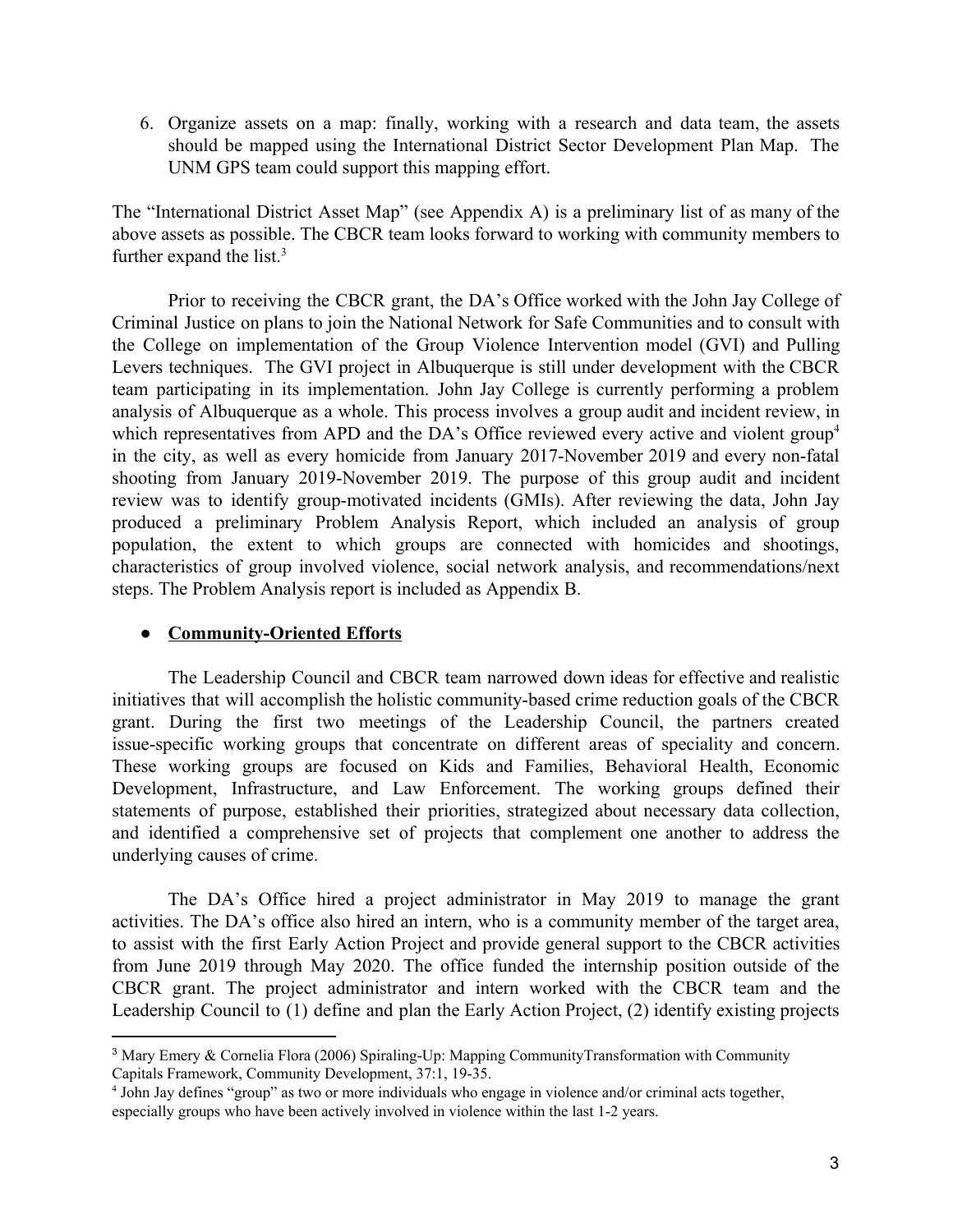6. Organize assets on a map: finally, working with a research and data team, the assets should be mapped using the International District Sector Development Plan Map. The UNM GPS team could support this mapping effort.

The "International District Asset Map" (see Appendix A) is a preliminary list of as many of the above assets as possible. The CBCR team looks forward to working with community members to further expand the list.[3]

Prior to receiving the CBCR grant, the DA's Office worked with the John Jay College of Criminal Justice on plans to join the National Network for Safe Communities and to consult with the College on implementation of the Group Violence Intervention model (GVI) and Pulling Levers techniques. The GVI project in Albuquerque is still under development with the CBCR team participating in its implementation. John Jay College is currently performing a problem analysis of Albuquerque as a whole. This process involves a group audit and incident review, in which representatives from APD and the DA's Office reviewed every active and violent group[4] in the city, as well as every homicide from January 2017-November 2019 and every non-fatal shooting from January 2019-November 2019. The purpose of this group audit and incident review was to identify group-motivated incidents (GMIs). After reviewing the data, John Jay produced a preliminary Problem Analysis Report, which included an analysis of group population, the extent to which groups are connected with homicides and shootings, characteristics of group involved violence, social network analysis, and recommendations/next steps. The Problem Analysis report is included as Appendix B.

- **Community-Oriented Efforts**

The Leadership Council and CBCR team narrowed down ideas for effective and realistic initiatives that will accomplish the holistic community-based crime reduction goals of the CBCR grant. During the first two meetings of the Leadership Council, the partners created issue-specific working groups that concentrate on different areas of speciality and concern. These working groups are focused on Kids and Families, Behavioral Health, Economic Development, Infrastructure, and Law Enforcement. The working groups defined their statements of purpose, established their priorities, strategized about necessary data collection, and identified a comprehensive set of projects that complement one another to address the underlying causes of crime.

The DA's Office hired a project administrator in May 2019 to manage the grant activities. The DA's office also hired an intern, who is a community member of the target area, to assist with the first Early Action Project and provide general support to the CBCR activities from June 2019 through May 2020. The office funded the internship position outside of the CBCR grant. The project administrator and intern worked with the CBCR team and the Leadership Council to (1) define and plan the Early Action Project, (2) identify existing projects

---

[3] Mary Emery & Cornelia Flora (2006) Spiraling-Up: Mapping CommunityTransformation with Community Capitals Framework, Community Development, 37:1, 19-35.

[4] John Jay defines "group" as two or more individuals who engage in violence and/or criminal acts together, especially groups who have been actively involved in violence within the last 1-2 years.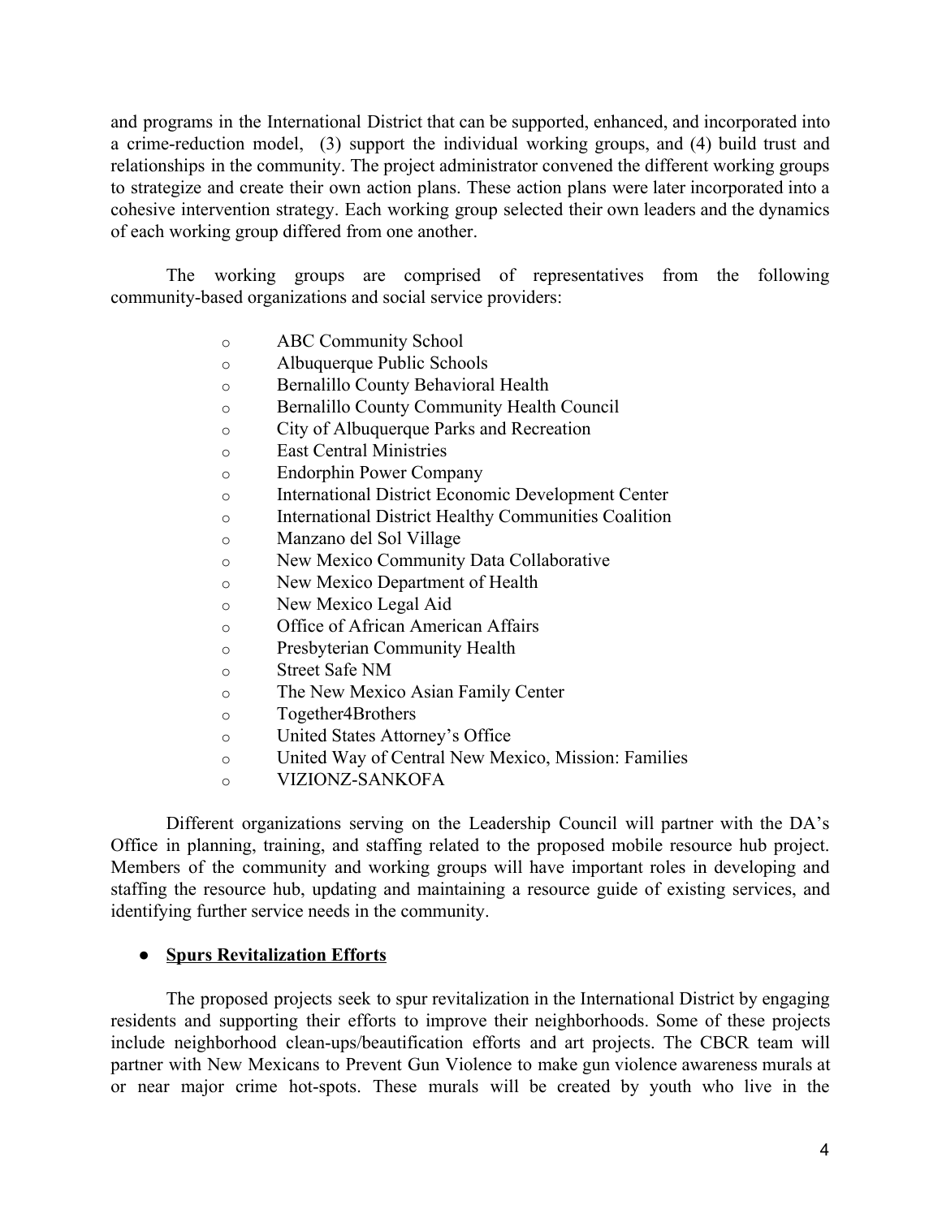and programs in the International District that can be supported, enhanced, and incorporated into a crime-reduction model, (3) support the individual working groups, and (4) build trust and relationships in the community. The project administrator convened the different working groups to strategize and create their own action plans. These action plans were later incorporated into a cohesive intervention strategy. Each working group selected their own leaders and the dynamics of each working group differed from one another.

The working groups are comprised of representatives from the following community-based organizations and social service providers:

- ABC Community School
- Albuquerque Public Schools
- Bernalillo County Behavioral Health
- Bernalillo County Community Health Council
- City of Albuquerque Parks and Recreation
- East Central Ministries
- Endorphin Power Company
- International District Economic Development Center
- International District Healthy Communities Coalition
- Manzano del Sol Village
- New Mexico Community Data Collaborative
- New Mexico Department of Health
- New Mexico Legal Aid
- Office of African American Affairs
- Presbyterian Community Health
- Street Safe NM
- The New Mexico Asian Family Center
- Together4Brothers
- United States Attorney's Office
- United Way of Central New Mexico, Mission: Families
- VIZIONZ-SANKOFA

Different organizations serving on the Leadership Council will partner with the DA's Office in planning, training, and staffing related to the proposed mobile resource hub project. Members of the community and working groups will have important roles in developing and staffing the resource hub, updating and maintaining a resource guide of existing services, and identifying further service needs in the community.

- **<u>Spurs Revitalization Efforts</u>**

The proposed projects seek to spur revitalization in the International District by engaging residents and supporting their efforts to improve their neighborhoods. Some of these projects include neighborhood clean-ups/beautification efforts and art projects. The CBCR team will partner with New Mexicans to Prevent Gun Violence to make gun violence awareness murals at or near major crime hot-spots. These murals will be created by youth who live in the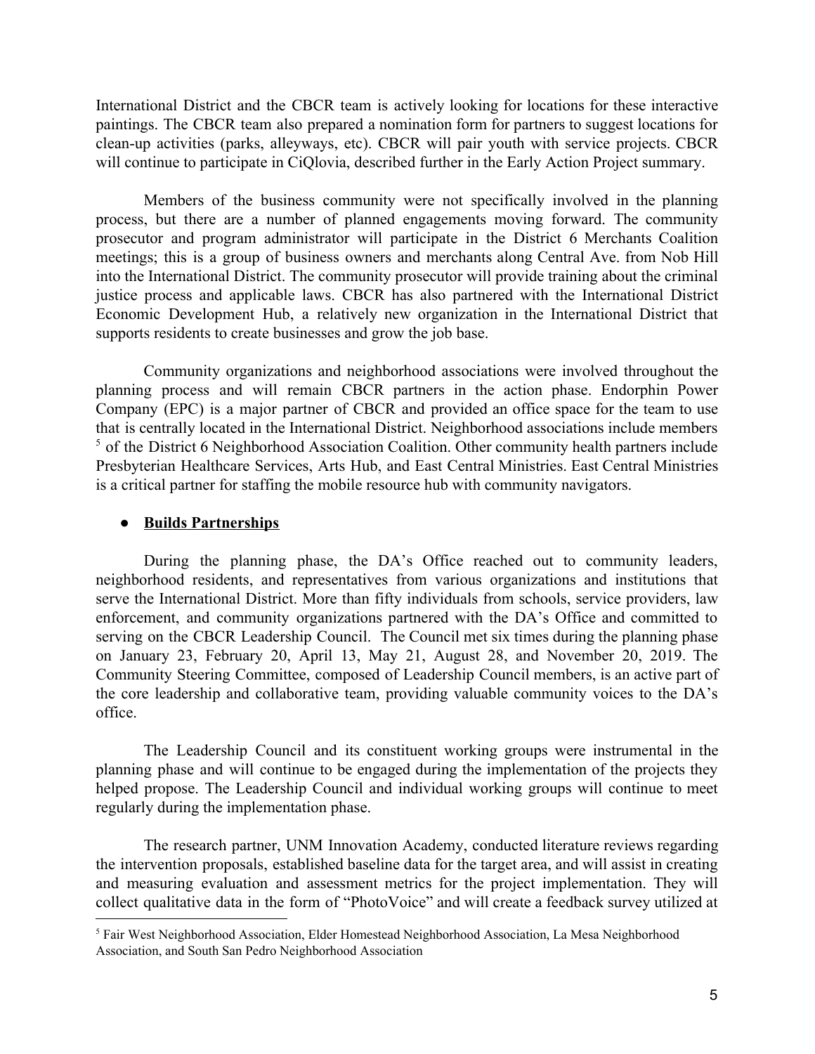International District and the CBCR team is actively looking for locations for these interactive paintings. The CBCR team also prepared a nomination form for partners to suggest locations for clean-up activities (parks, alleyways, etc). CBCR will pair youth with service projects. CBCR will continue to participate in CiQlovia, described further in the Early Action Project summary.

Members of the business community were not specifically involved in the planning process, but there are a number of planned engagements moving forward. The community prosecutor and program administrator will participate in the District 6 Merchants Coalition meetings; this is a group of business owners and merchants along Central Ave. from Nob Hill into the International District. The community prosecutor will provide training about the criminal justice process and applicable laws. CBCR has also partnered with the International District Economic Development Hub, a relatively new organization in the International District that supports residents to create businesses and grow the job base.

Community organizations and neighborhood associations were involved throughout the planning process and will remain CBCR partners in the action phase. Endorphin Power Company (EPC) is a major partner of CBCR and provided an office space for the team to use that is centrally located in the International District. Neighborhood associations include members [5] of the District 6 Neighborhood Association Coalition. Other community health partners include Presbyterian Healthcare Services, Arts Hub, and East Central Ministries. East Central Ministries is a critical partner for staffing the mobile resource hub with community navigators.

- **<u>Builds Partnerships</u>**

During the planning phase, the DA's Office reached out to community leaders, neighborhood residents, and representatives from various organizations and institutions that serve the International District. More than fifty individuals from schools, service providers, law enforcement, and community organizations partnered with the DA's Office and committed to serving on the CBCR Leadership Council. The Council met six times during the planning phase on January 23, February 20, April 13, May 21, August 28, and November 20, 2019. The Community Steering Committee, composed of Leadership Council members, is an active part of the core leadership and collaborative team, providing valuable community voices to the DA's office.

The Leadership Council and its constituent working groups were instrumental in the planning phase and will continue to be engaged during the implementation of the projects they helped propose. The Leadership Council and individual working groups will continue to meet regularly during the implementation phase.

The research partner, UNM Innovation Academy, conducted literature reviews regarding the intervention proposals, established baseline data for the target area, and will assist in creating and measuring evaluation and assessment metrics for the project implementation. They will collect qualitative data in the form of "PhotoVoice" and will create a feedback survey utilized at

---

[5] Fair West Neighborhood Association, Elder Homestead Neighborhood Association, La Mesa Neighborhood Association, and South San Pedro Neighborhood Association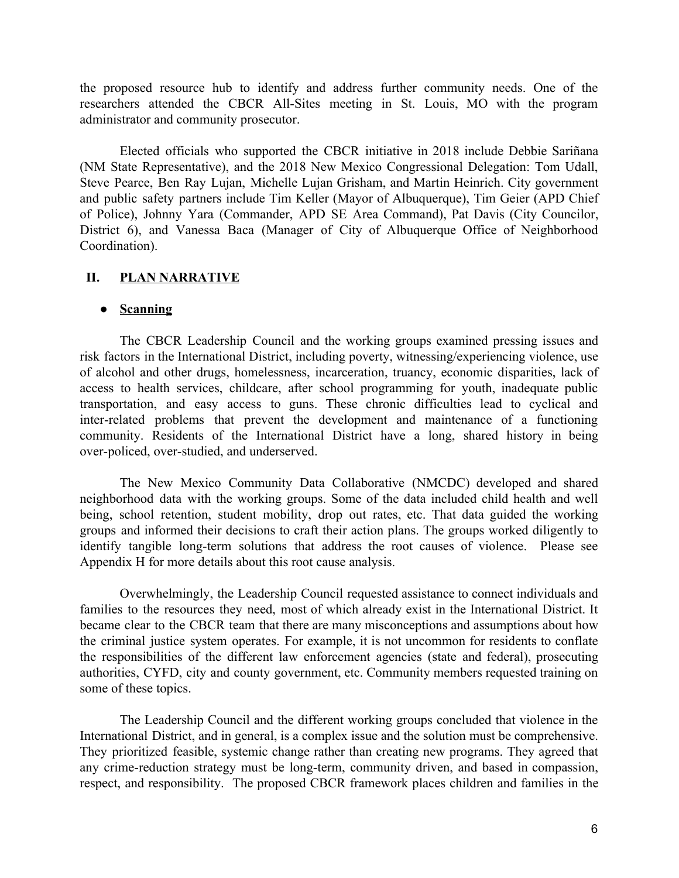the proposed resource hub to identify and address further community needs. One of the researchers attended the CBCR All-Sites meeting in St. Louis, MO with the program administrator and community prosecutor.

Elected officials who supported the CBCR initiative in 2018 include Debbie Sariñana (NM State Representative), and the 2018 New Mexico Congressional Delegation: Tom Udall, Steve Pearce, Ben Ray Lujan, Michelle Lujan Grisham, and Martin Heinrich. City government and public safety partners include Tim Keller (Mayor of Albuquerque), Tim Geier (APD Chief of Police), Johnny Yara (Commander, APD SE Area Command), Pat Davis (City Councilor, District 6), and Vanessa Baca (Manager of City of Albuquerque Office of Neighborhood Coordination).

## II. PLAN NARRATIVE

- **Scanning**

The CBCR Leadership Council and the working groups examined pressing issues and risk factors in the International District, including poverty, witnessing/experiencing violence, use of alcohol and other drugs, homelessness, incarceration, truancy, economic disparities, lack of access to health services, childcare, after school programming for youth, inadequate public transportation, and easy access to guns. These chronic difficulties lead to cyclical and inter-related problems that prevent the development and maintenance of a functioning community. Residents of the International District have a long, shared history in being over-policed, over-studied, and underserved.

The New Mexico Community Data Collaborative (NMCDC) developed and shared neighborhood data with the working groups. Some of the data included child health and well being, school retention, student mobility, drop out rates, etc. That data guided the working groups and informed their decisions to craft their action plans. The groups worked diligently to identify tangible long-term solutions that address the root causes of violence. Please see Appendix H for more details about this root cause analysis.

Overwhelmingly, the Leadership Council requested assistance to connect individuals and families to the resources they need, most of which already exist in the International District. It became clear to the CBCR team that there are many misconceptions and assumptions about how the criminal justice system operates. For example, it is not uncommon for residents to conflate the responsibilities of the different law enforcement agencies (state and federal), prosecuting authorities, CYFD, city and county government, etc. Community members requested training on some of these topics.

The Leadership Council and the different working groups concluded that violence in the International District, and in general, is a complex issue and the solution must be comprehensive. They prioritized feasible, systemic change rather than creating new programs. They agreed that any crime-reduction strategy must be long-term, community driven, and based in compassion, respect, and responsibility. The proposed CBCR framework places children and families in the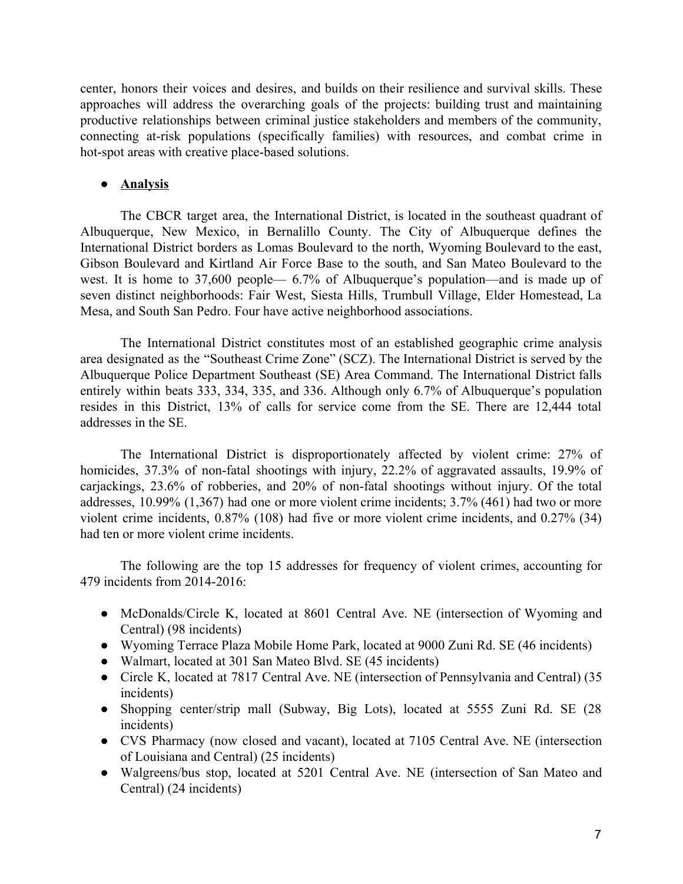center, honors their voices and desires, and builds on their resilience and survival skills. These approaches will address the overarching goals of the projects: building trust and maintaining productive relationships between criminal justice stakeholders and members of the community, connecting at-risk populations (specifically families) with resources, and combat crime in hot-spot areas with creative place-based solutions.

- **Analysis**

The CBCR target area, the International District, is located in the southeast quadrant of Albuquerque, New Mexico, in Bernalillo County. The City of Albuquerque defines the International District borders as Lomas Boulevard to the north, Wyoming Boulevard to the east, Gibson Boulevard and Kirtland Air Force Base to the south, and San Mateo Boulevard to the west. It is home to 37,600 people— 6.7% of Albuquerque's population—and is made up of seven distinct neighborhoods: Fair West, Siesta Hills, Trumbull Village, Elder Homestead, La Mesa, and South San Pedro. Four have active neighborhood associations.

The International District constitutes most of an established geographic crime analysis area designated as the "Southeast Crime Zone" (SCZ). The International District is served by the Albuquerque Police Department Southeast (SE) Area Command. The International District falls entirely within beats 333, 334, 335, and 336. Although only 6.7% of Albuquerque's population resides in this District, 13% of calls for service come from the SE. There are 12,444 total addresses in the SE.

The International District is disproportionately affected by violent crime: 27% of homicides, 37.3% of non-fatal shootings with injury, 22.2% of aggravated assaults, 19.9% of carjackings, 23.6% of robberies, and 20% of non-fatal shootings without injury. Of the total addresses, 10.99% (1,367) had one or more violent crime incidents; 3.7% (461) had two or more violent crime incidents, 0.87% (108) had five or more violent crime incidents, and 0.27% (34) had ten or more violent crime incidents.

The following are the top 15 addresses for frequency of violent crimes, accounting for 479 incidents from 2014-2016:

- McDonalds/Circle K, located at 8601 Central Ave. NE (intersection of Wyoming and Central) (98 incidents)
- Wyoming Terrace Plaza Mobile Home Park, located at 9000 Zuni Rd. SE (46 incidents)
- Walmart, located at 301 San Mateo Blvd. SE (45 incidents)
- Circle K, located at 7817 Central Ave. NE (intersection of Pennsylvania and Central) (35 incidents)
- Shopping center/strip mall (Subway, Big Lots), located at 5555 Zuni Rd. SE (28 incidents)
- CVS Pharmacy (now closed and vacant), located at 7105 Central Ave. NE (intersection of Louisiana and Central) (25 incidents)
- Walgreens/bus stop, located at 5201 Central Ave. NE (intersection of San Mateo and Central) (24 incidents)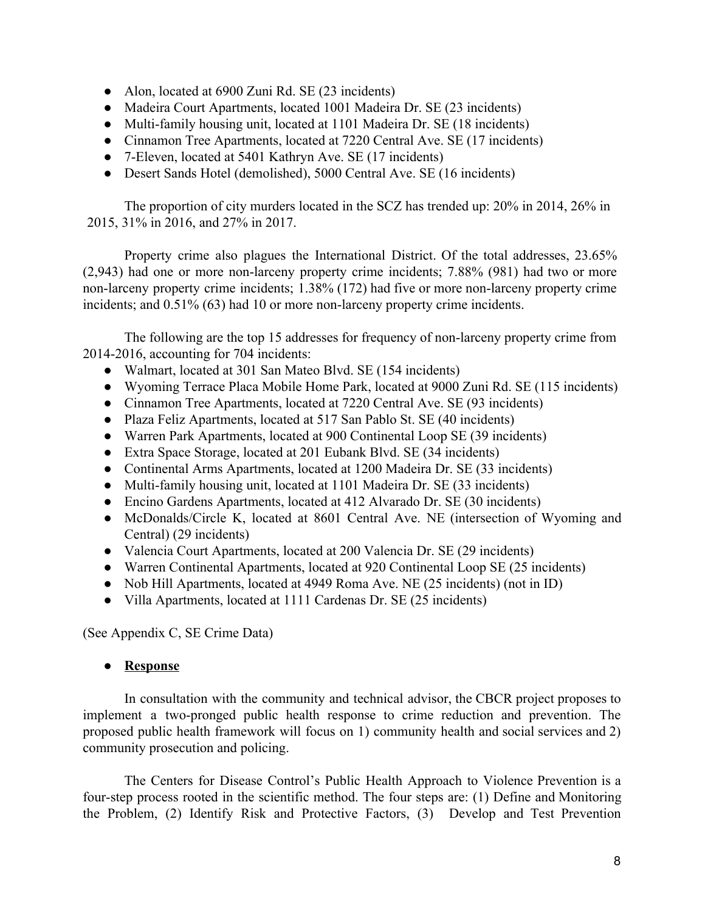- Alon, located at 6900 Zuni Rd. SE (23 incidents)
- Madeira Court Apartments, located 1001 Madeira Dr. SE (23 incidents)
- Multi-family housing unit, located at 1101 Madeira Dr. SE (18 incidents)
- Cinnamon Tree Apartments, located at 7220 Central Ave. SE (17 incidents)
- 7-Eleven, located at 5401 Kathryn Ave. SE (17 incidents)
- Desert Sands Hotel (demolished), 5000 Central Ave. SE (16 incidents)

The proportion of city murders located in the SCZ has trended up: 20% in 2014, 26% in 2015, 31% in 2016, and 27% in 2017.

Property crime also plagues the International District. Of the total addresses, 23.65% (2,943) had one or more non-larceny property crime incidents; 7.88% (981) had two or more non-larceny property crime incidents; 1.38% (172) had five or more non-larceny property crime incidents; and 0.51% (63) had 10 or more non-larceny property crime incidents.

The following are the top 15 addresses for frequency of non-larceny property crime from 2014-2016, accounting for 704 incidents:

- Walmart, located at 301 San Mateo Blvd. SE (154 incidents)
- Wyoming Terrace Placa Mobile Home Park, located at 9000 Zuni Rd. SE (115 incidents)
- Cinnamon Tree Apartments, located at 7220 Central Ave. SE (93 incidents)
- Plaza Feliz Apartments, located at 517 San Pablo St. SE (40 incidents)
- Warren Park Apartments, located at 900 Continental Loop SE (39 incidents)
- Extra Space Storage, located at 201 Eubank Blvd. SE (34 incidents)
- Continental Arms Apartments, located at 1200 Madeira Dr. SE (33 incidents)
- Multi-family housing unit, located at 1101 Madeira Dr. SE (33 incidents)
- Encino Gardens Apartments, located at 412 Alvarado Dr. SE (30 incidents)
- McDonalds/Circle K, located at 8601 Central Ave. NE (intersection of Wyoming and Central) (29 incidents)
- Valencia Court Apartments, located at 200 Valencia Dr. SE (29 incidents)
- Warren Continental Apartments, located at 920 Continental Loop SE (25 incidents)
- Nob Hill Apartments, located at 4949 Roma Ave. NE (25 incidents) (not in ID)
- Villa Apartments, located at 1111 Cardenas Dr. SE (25 incidents)

(See Appendix C, SE Crime Data)

- **Response**

In consultation with the community and technical advisor, the CBCR project proposes to implement a two-pronged public health response to crime reduction and prevention. The proposed public health framework will focus on 1) community health and social services and 2) community prosecution and policing.

The Centers for Disease Control's Public Health Approach to Violence Prevention is a four-step process rooted in the scientific method. The four steps are: (1) Define and Monitoring the Problem, (2) Identify Risk and Protective Factors, (3) Develop and Test Prevention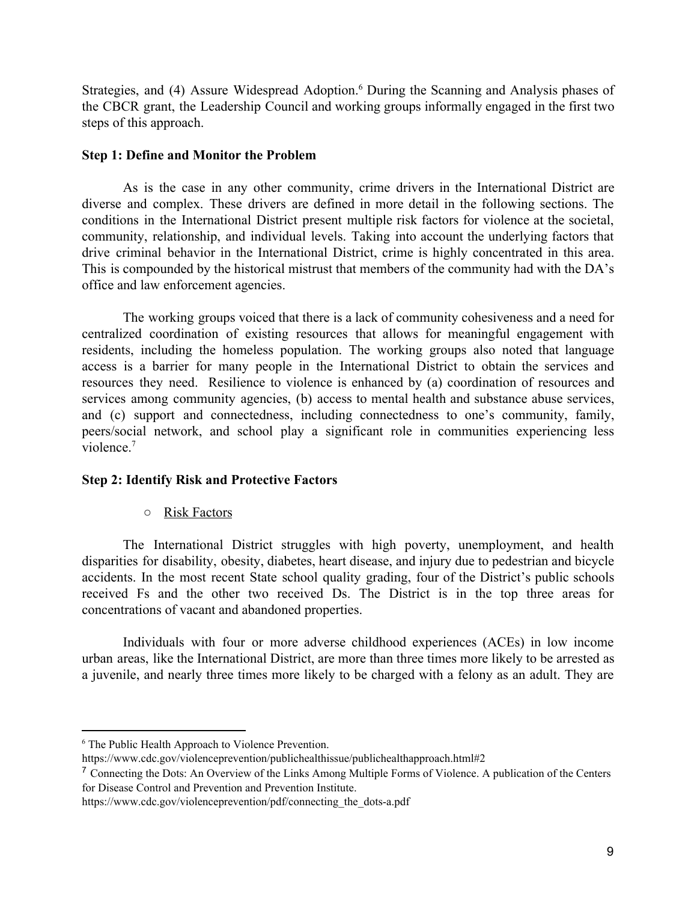Strategies, and (4) Assure Widespread Adoption.[6] During the Scanning and Analysis phases of the CBCR grant, the Leadership Council and working groups informally engaged in the first two steps of this approach.

**Step 1: Define and Monitor the Problem**

As is the case in any other community, crime drivers in the International District are diverse and complex. These drivers are defined in more detail in the following sections. The conditions in the International District present multiple risk factors for violence at the societal, community, relationship, and individual levels. Taking into account the underlying factors that drive criminal behavior in the International District, crime is highly concentrated in this area. This is compounded by the historical mistrust that members of the community had with the DA's office and law enforcement agencies.

The working groups voiced that there is a lack of community cohesiveness and a need for centralized coordination of existing resources that allows for meaningful engagement with residents, including the homeless population. The working groups also noted that language access is a barrier for many people in the International District to obtain the services and resources they need. Resilience to violence is enhanced by (a) coordination of resources and services among community agencies, (b) access to mental health and substance abuse services, and (c) support and connectedness, including connectedness to one's community, family, peers/social network, and school play a significant role in communities experiencing less violence.[7]

**Step 2: Identify Risk and Protective Factors**

- Risk Factors

The International District struggles with high poverty, unemployment, and health disparities for disability, obesity, diabetes, heart disease, and injury due to pedestrian and bicycle accidents. In the most recent State school quality grading, four of the District's public schools received Fs and the other two received Ds. The District is in the top three areas for concentrations of vacant and abandoned properties.

Individuals with four or more adverse childhood experiences (ACEs) in low income urban areas, like the International District, are more than three times more likely to be arrested as a juvenile, and nearly three times more likely to be charged with a felony as an adult. They are

---

[6] The Public Health Approach to Violence Prevention. https://www.cdc.gov/violenceprevention/publichealthissue/publichealthapproach.html#2

[7] Connecting the Dots: An Overview of the Links Among Multiple Forms of Violence. A publication of the Centers for Disease Control and Prevention and Prevention Institute. https://www.cdc.gov/violenceprevention/pdf/connecting_the_dots-a.pdf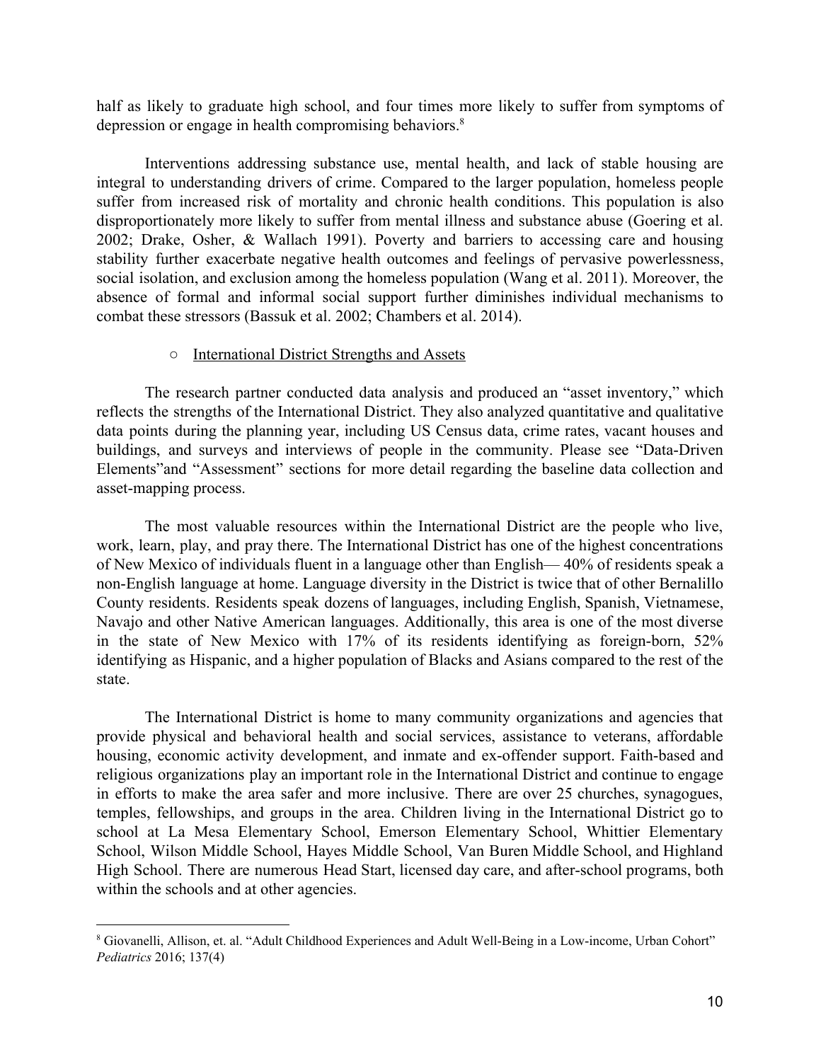half as likely to graduate high school, and four times more likely to suffer from symptoms of depression or engage in health compromising behaviors.[8]

Interventions addressing substance use, mental health, and lack of stable housing are integral to understanding drivers of crime. Compared to the larger population, homeless people suffer from increased risk of mortality and chronic health conditions. This population is also disproportionately more likely to suffer from mental illness and substance abuse (Goering et al. 2002; Drake, Osher, & Wallach 1991). Poverty and barriers to accessing care and housing stability further exacerbate negative health outcomes and feelings of pervasive powerlessness, social isolation, and exclusion among the homeless population (Wang et al. 2011). Moreover, the absence of formal and informal social support further diminishes individual mechanisms to combat these stressors (Bassuk et al. 2002; Chambers et al. 2014).

- International District Strengths and Assets

The research partner conducted data analysis and produced an "asset inventory," which reflects the strengths of the International District. They also analyzed quantitative and qualitative data points during the planning year, including US Census data, crime rates, vacant houses and buildings, and surveys and interviews of people in the community. Please see "Data-Driven Elements"and "Assessment" sections for more detail regarding the baseline data collection and asset-mapping process.

The most valuable resources within the International District are the people who live, work, learn, play, and pray there. The International District has one of the highest concentrations of New Mexico of individuals fluent in a language other than English— 40% of residents speak a non-English language at home. Language diversity in the District is twice that of other Bernalillo County residents. Residents speak dozens of languages, including English, Spanish, Vietnamese, Navajo and other Native American languages. Additionally, this area is one of the most diverse in the state of New Mexico with 17% of its residents identifying as foreign-born, 52% identifying as Hispanic, and a higher population of Blacks and Asians compared to the rest of the state.

The International District is home to many community organizations and agencies that provide physical and behavioral health and social services, assistance to veterans, affordable housing, economic activity development, and inmate and ex-offender support. Faith-based and religious organizations play an important role in the International District and continue to engage in efforts to make the area safer and more inclusive. There are over 25 churches, synagogues, temples, fellowships, and groups in the area. Children living in the International District go to school at La Mesa Elementary School, Emerson Elementary School, Whittier Elementary School, Wilson Middle School, Hayes Middle School, Van Buren Middle School, and Highland High School. There are numerous Head Start, licensed day care, and after-school programs, both within the schools and at other agencies.

---

[8] Giovanelli, Allison, et. al. "Adult Childhood Experiences and Adult Well-Being in a Low-income, Urban Cohort" *Pediatrics* 2016; 137(4)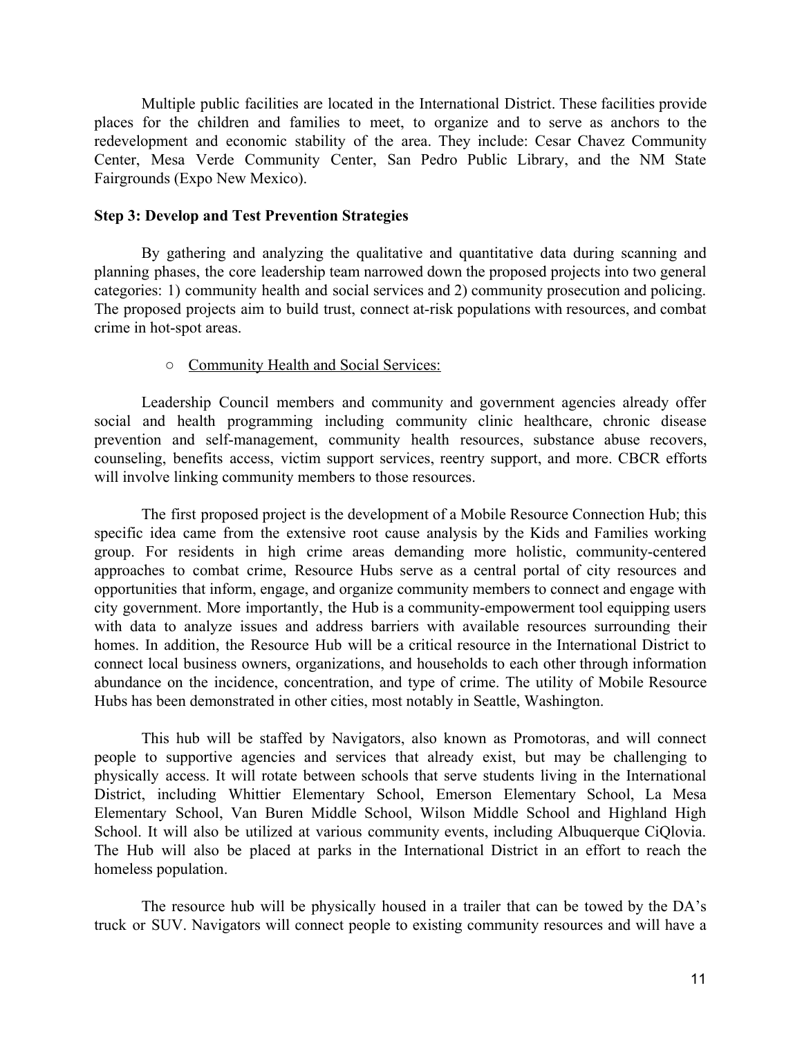Multiple public facilities are located in the International District. These facilities provide places for the children and families to meet, to organize and to serve as anchors to the redevelopment and economic stability of the area. They include: Cesar Chavez Community Center, Mesa Verde Community Center, San Pedro Public Library, and the NM State Fairgrounds (Expo New Mexico).

**Step 3: Develop and Test Prevention Strategies**

By gathering and analyzing the qualitative and quantitative data during scanning and planning phases, the core leadership team narrowed down the proposed projects into two general categories: 1) community health and social services and 2) community prosecution and policing. The proposed projects aim to build trust, connect at-risk populations with resources, and combat crime in hot-spot areas.

- Community Health and Social Services:

Leadership Council members and community and government agencies already offer social and health programming including community clinic healthcare, chronic disease prevention and self-management, community health resources, substance abuse recovers, counseling, benefits access, victim support services, reentry support, and more. CBCR efforts will involve linking community members to those resources.

The first proposed project is the development of a Mobile Resource Connection Hub; this specific idea came from the extensive root cause analysis by the Kids and Families working group. For residents in high crime areas demanding more holistic, community-centered approaches to combat crime, Resource Hubs serve as a central portal of city resources and opportunities that inform, engage, and organize community members to connect and engage with city government. More importantly, the Hub is a community-empowerment tool equipping users with data to analyze issues and address barriers with available resources surrounding their homes. In addition, the Resource Hub will be a critical resource in the International District to connect local business owners, organizations, and households to each other through information abundance on the incidence, concentration, and type of crime. The utility of Mobile Resource Hubs has been demonstrated in other cities, most notably in Seattle, Washington.

This hub will be staffed by Navigators, also known as Promotoras, and will connect people to supportive agencies and services that already exist, but may be challenging to physically access. It will rotate between schools that serve students living in the International District, including Whittier Elementary School, Emerson Elementary School, La Mesa Elementary School, Van Buren Middle School, Wilson Middle School and Highland High School. It will also be utilized at various community events, including Albuquerque CiQlovia. The Hub will also be placed at parks in the International District in an effort to reach the homeless population.

The resource hub will be physically housed in a trailer that can be towed by the DA's truck or SUV. Navigators will connect people to existing community resources and will have a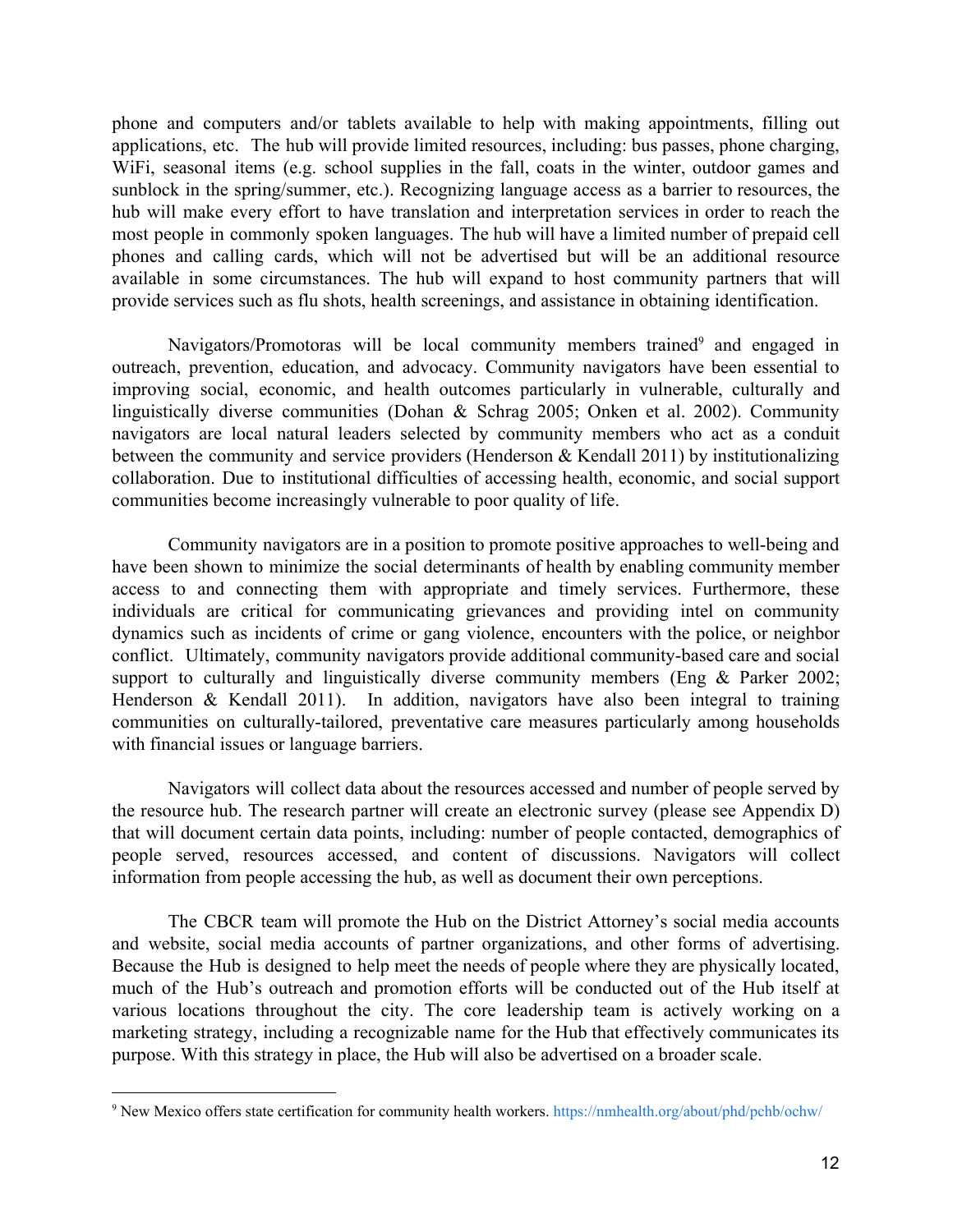phone and computers and/or tablets available to help with making appointments, filling out applications, etc. The hub will provide limited resources, including: bus passes, phone charging, WiFi, seasonal items (e.g. school supplies in the fall, coats in the winter, outdoor games and sunblock in the spring/summer, etc.). Recognizing language access as a barrier to resources, the hub will make every effort to have translation and interpretation services in order to reach the most people in commonly spoken languages. The hub will have a limited number of prepaid cell phones and calling cards, which will not be advertised but will be an additional resource available in some circumstances. The hub will expand to host community partners that will provide services such as flu shots, health screenings, and assistance in obtaining identification.

Navigators/Promotoras will be local community members trained[9] and engaged in outreach, prevention, education, and advocacy. Community navigators have been essential to improving social, economic, and health outcomes particularly in vulnerable, culturally and linguistically diverse communities (Dohan & Schrag 2005; Onken et al. 2002). Community navigators are local natural leaders selected by community members who act as a conduit between the community and service providers (Henderson & Kendall 2011) by institutionalizing collaboration. Due to institutional difficulties of accessing health, economic, and social support communities become increasingly vulnerable to poor quality of life.

Community navigators are in a position to promote positive approaches to well-being and have been shown to minimize the social determinants of health by enabling community member access to and connecting them with appropriate and timely services. Furthermore, these individuals are critical for communicating grievances and providing intel on community dynamics such as incidents of crime or gang violence, encounters with the police, or neighbor conflict. Ultimately, community navigators provide additional community-based care and social support to culturally and linguistically diverse community members (Eng & Parker 2002; Henderson & Kendall 2011). In addition, navigators have also been integral to training communities on culturally-tailored, preventative care measures particularly among households with financial issues or language barriers.

Navigators will collect data about the resources accessed and number of people served by the resource hub. The research partner will create an electronic survey (please see Appendix D) that will document certain data points, including: number of people contacted, demographics of people served, resources accessed, and content of discussions. Navigators will collect information from people accessing the hub, as well as document their own perceptions.

The CBCR team will promote the Hub on the District Attorney's social media accounts and website, social media accounts of partner organizations, and other forms of advertising. Because the Hub is designed to help meet the needs of people where they are physically located, much of the Hub's outreach and promotion efforts will be conducted out of the Hub itself at various locations throughout the city. The core leadership team is actively working on a marketing strategy, including a recognizable name for the Hub that effectively communicates its purpose. With this strategy in place, the Hub will also be advertised on a broader scale.

---

[9] New Mexico offers state certification for community health workers. https://nmhealth.org/about/phd/pchb/ochw/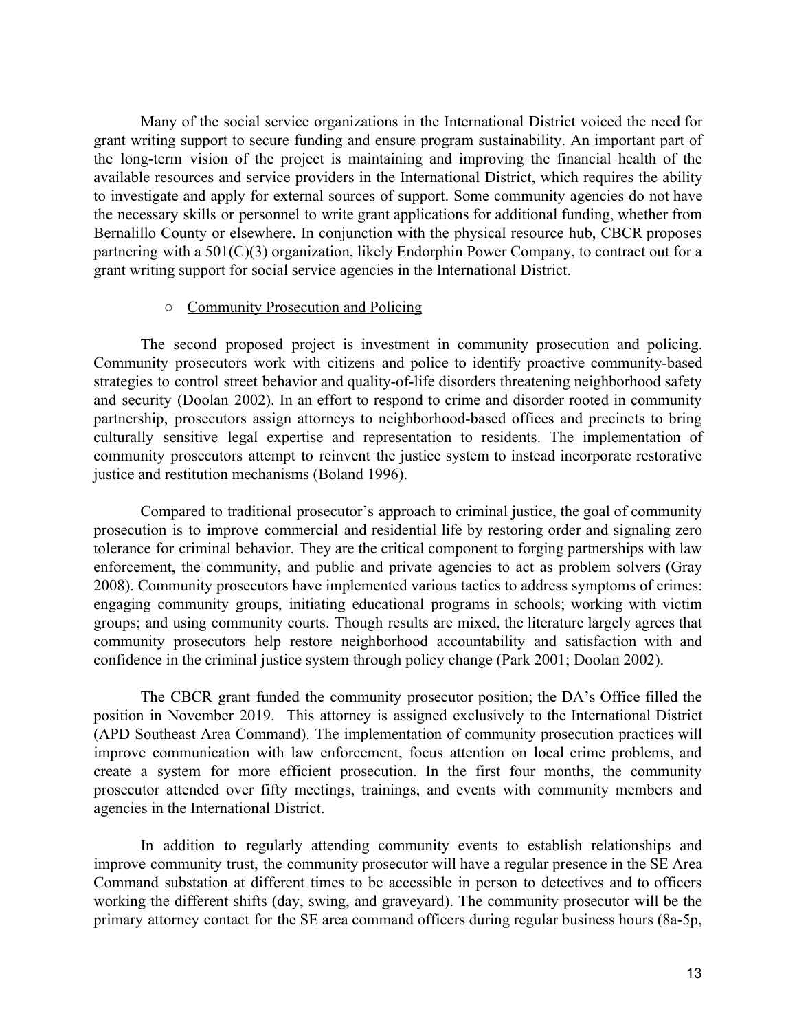Many of the social service organizations in the International District voiced the need for grant writing support to secure funding and ensure program sustainability. An important part of the long-term vision of the project is maintaining and improving the financial health of the available resources and service providers in the International District, which requires the ability to investigate and apply for external sources of support. Some community agencies do not have the necessary skills or personnel to write grant applications for additional funding, whether from Bernalillo County or elsewhere. In conjunction with the physical resource hub, CBCR proposes partnering with a 501(C)(3) organization, likely Endorphin Power Company, to contract out for a grant writing support for social service agencies in the International District.

- <u>Community Prosecution and Policing</u>

The second proposed project is investment in community prosecution and policing. Community prosecutors work with citizens and police to identify proactive community-based strategies to control street behavior and quality-of-life disorders threatening neighborhood safety and security (Doolan 2002). In an effort to respond to crime and disorder rooted in community partnership, prosecutors assign attorneys to neighborhood-based offices and precincts to bring culturally sensitive legal expertise and representation to residents. The implementation of community prosecutors attempt to reinvent the justice system to instead incorporate restorative justice and restitution mechanisms (Boland 1996).

Compared to traditional prosecutor's approach to criminal justice, the goal of community prosecution is to improve commercial and residential life by restoring order and signaling zero tolerance for criminal behavior. They are the critical component to forging partnerships with law enforcement, the community, and public and private agencies to act as problem solvers (Gray 2008). Community prosecutors have implemented various tactics to address symptoms of crimes: engaging community groups, initiating educational programs in schools; working with victim groups; and using community courts. Though results are mixed, the literature largely agrees that community prosecutors help restore neighborhood accountability and satisfaction with and confidence in the criminal justice system through policy change (Park 2001; Doolan 2002).

The CBCR grant funded the community prosecutor position; the DA's Office filled the position in November 2019. This attorney is assigned exclusively to the International District (APD Southeast Area Command). The implementation of community prosecution practices will improve communication with law enforcement, focus attention on local crime problems, and create a system for more efficient prosecution. In the first four months, the community prosecutor attended over fifty meetings, trainings, and events with community members and agencies in the International District.

In addition to regularly attending community events to establish relationships and improve community trust, the community prosecutor will have a regular presence in the SE Area Command substation at different times to be accessible in person to detectives and to officers working the different shifts (day, swing, and graveyard). The community prosecutor will be the primary attorney contact for the SE area command officers during regular business hours (8a-5p,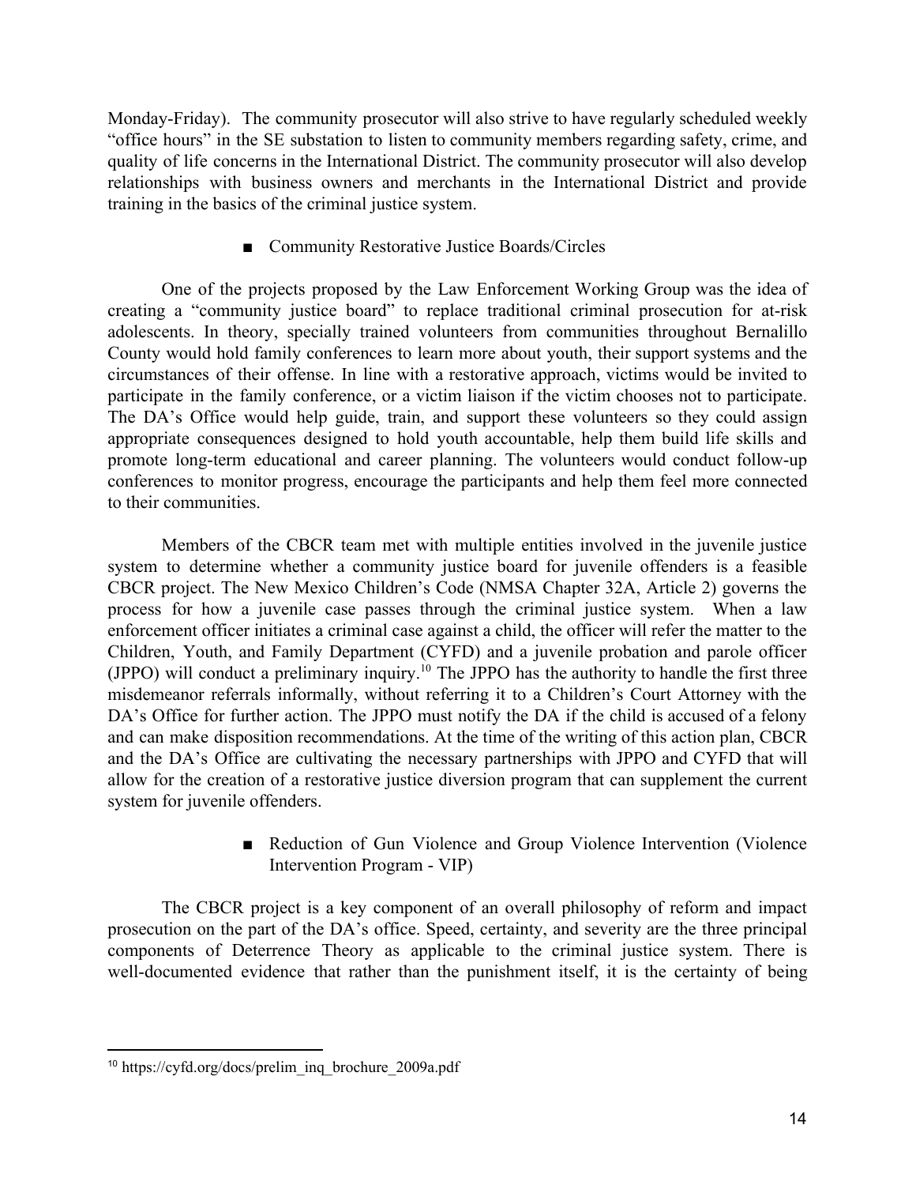Monday-Friday). The community prosecutor will also strive to have regularly scheduled weekly "office hours" in the SE substation to listen to community members regarding safety, crime, and quality of life concerns in the International District. The community prosecutor will also develop relationships with business owners and merchants in the International District and provide training in the basics of the criminal justice system.

- Community Restorative Justice Boards/Circles

One of the projects proposed by the Law Enforcement Working Group was the idea of creating a "community justice board" to replace traditional criminal prosecution for at-risk adolescents. In theory, specially trained volunteers from communities throughout Bernalillo County would hold family conferences to learn more about youth, their support systems and the circumstances of their offense. In line with a restorative approach, victims would be invited to participate in the family conference, or a victim liaison if the victim chooses not to participate. The DA's Office would help guide, train, and support these volunteers so they could assign appropriate consequences designed to hold youth accountable, help them build life skills and promote long-term educational and career planning. The volunteers would conduct follow-up conferences to monitor progress, encourage the participants and help them feel more connected to their communities.

Members of the CBCR team met with multiple entities involved in the juvenile justice system to determine whether a community justice board for juvenile offenders is a feasible CBCR project. The New Mexico Children's Code (NMSA Chapter 32A, Article 2) governs the process for how a juvenile case passes through the criminal justice system. When a law enforcement officer initiates a criminal case against a child, the officer will refer the matter to the Children, Youth, and Family Department (CYFD) and a juvenile probation and parole officer (JPPO) will conduct a preliminary inquiry.[10] The JPPO has the authority to handle the first three misdemeanor referrals informally, without referring it to a Children's Court Attorney with the DA's Office for further action. The JPPO must notify the DA if the child is accused of a felony and can make disposition recommendations. At the time of the writing of this action plan, CBCR and the DA's Office are cultivating the necessary partnerships with JPPO and CYFD that will allow for the creation of a restorative justice diversion program that can supplement the current system for juvenile offenders.

- Reduction of Gun Violence and Group Violence Intervention (Violence Intervention Program - VIP)

The CBCR project is a key component of an overall philosophy of reform and impact prosecution on the part of the DA's office. Speed, certainty, and severity are the three principal components of Deterrence Theory as applicable to the criminal justice system. There is well-documented evidence that rather than the punishment itself, it is the certainty of being

[10] https://cyfd.org/docs/prelim_inq_brochure_2009a.pdf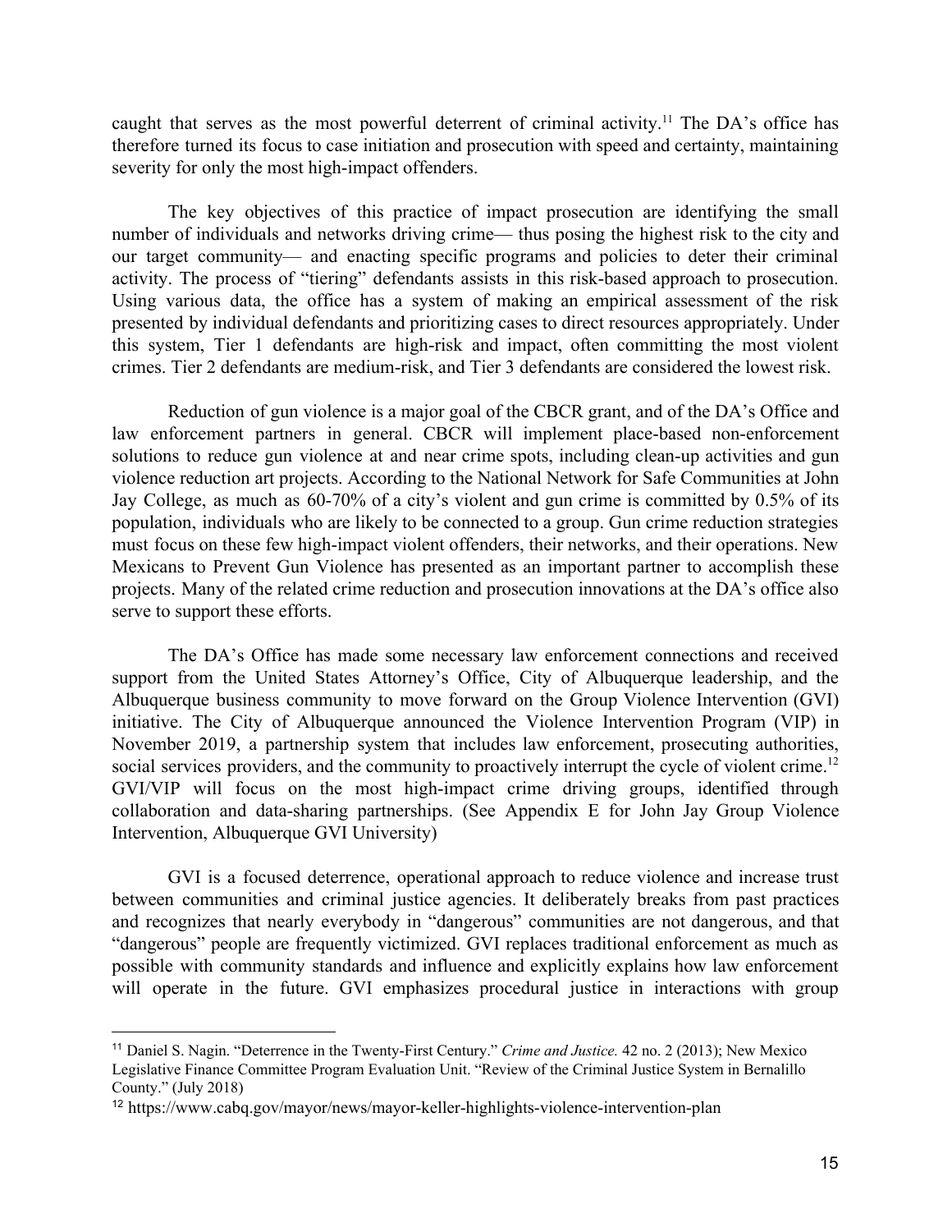caught that serves as the most powerful deterrent of criminal activity.[11] The DA's office has therefore turned its focus to case initiation and prosecution with speed and certainty, maintaining severity for only the most high-impact offenders.

The key objectives of this practice of impact prosecution are identifying the small number of individuals and networks driving crime— thus posing the highest risk to the city and our target community— and enacting specific programs and policies to deter their criminal activity. The process of "tiering" defendants assists in this risk-based approach to prosecution. Using various data, the office has a system of making an empirical assessment of the risk presented by individual defendants and prioritizing cases to direct resources appropriately. Under this system, Tier 1 defendants are high-risk and impact, often committing the most violent crimes. Tier 2 defendants are medium-risk, and Tier 3 defendants are considered the lowest risk.

Reduction of gun violence is a major goal of the CBCR grant, and of the DA's Office and law enforcement partners in general. CBCR will implement place-based non-enforcement solutions to reduce gun violence at and near crime spots, including clean-up activities and gun violence reduction art projects. According to the National Network for Safe Communities at John Jay College, as much as 60-70% of a city's violent and gun crime is committed by 0.5% of its population, individuals who are likely to be connected to a group. Gun crime reduction strategies must focus on these few high-impact violent offenders, their networks, and their operations. New Mexicans to Prevent Gun Violence has presented as an important partner to accomplish these projects. Many of the related crime reduction and prosecution innovations at the DA's office also serve to support these efforts.

The DA's Office has made some necessary law enforcement connections and received support from the United States Attorney's Office, City of Albuquerque leadership, and the Albuquerque business community to move forward on the Group Violence Intervention (GVI) initiative. The City of Albuquerque announced the Violence Intervention Program (VIP) in November 2019, a partnership system that includes law enforcement, prosecuting authorities, social services providers, and the community to proactively interrupt the cycle of violent crime.[12] GVI/VIP will focus on the most high-impact crime driving groups, identified through collaboration and data-sharing partnerships. (See Appendix E for John Jay Group Violence Intervention, Albuquerque GVI University)

GVI is a focused deterrence, operational approach to reduce violence and increase trust between communities and criminal justice agencies. It deliberately breaks from past practices and recognizes that nearly everybody in "dangerous" communities are not dangerous, and that "dangerous" people are frequently victimized. GVI replaces traditional enforcement as much as possible with community standards and influence and explicitly explains how law enforcement will operate in the future. GVI emphasizes procedural justice in interactions with group

---

[11] Daniel S. Nagin. "Deterrence in the Twenty-First Century." *Crime and Justice.* 42 no. 2 (2013); New Mexico Legislative Finance Committee Program Evaluation Unit. "Review of the Criminal Justice System in Bernalillo County." (July 2018)

[12] https://www.cabq.gov/mayor/news/mayor-keller-highlights-violence-intervention-plan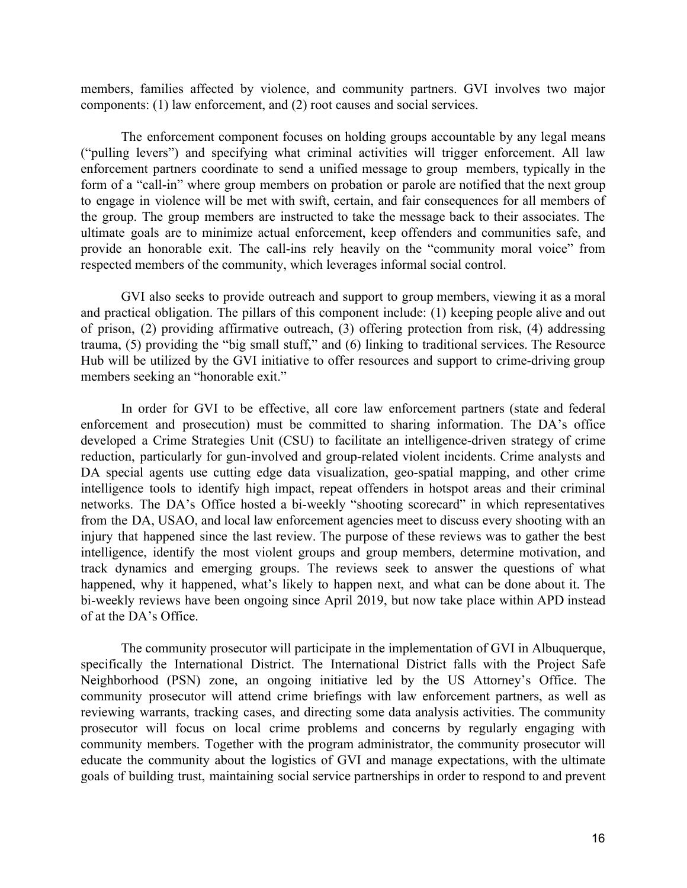members, families affected by violence, and community partners. GVI involves two major components: (1) law enforcement, and (2) root causes and social services.

The enforcement component focuses on holding groups accountable by any legal means ("pulling levers") and specifying what criminal activities will trigger enforcement. All law enforcement partners coordinate to send a unified message to group members, typically in the form of a "call-in" where group members on probation or parole are notified that the next group to engage in violence will be met with swift, certain, and fair consequences for all members of the group. The group members are instructed to take the message back to their associates. The ultimate goals are to minimize actual enforcement, keep offenders and communities safe, and provide an honorable exit. The call-ins rely heavily on the "community moral voice" from respected members of the community, which leverages informal social control.

GVI also seeks to provide outreach and support to group members, viewing it as a moral and practical obligation. The pillars of this component include: (1) keeping people alive and out of prison, (2) providing affirmative outreach, (3) offering protection from risk, (4) addressing trauma, (5) providing the "big small stuff," and (6) linking to traditional services. The Resource Hub will be utilized by the GVI initiative to offer resources and support to crime-driving group members seeking an "honorable exit."

In order for GVI to be effective, all core law enforcement partners (state and federal enforcement and prosecution) must be committed to sharing information. The DA's office developed a Crime Strategies Unit (CSU) to facilitate an intelligence-driven strategy of crime reduction, particularly for gun-involved and group-related violent incidents. Crime analysts and DA special agents use cutting edge data visualization, geo-spatial mapping, and other crime intelligence tools to identify high impact, repeat offenders in hotspot areas and their criminal networks. The DA's Office hosted a bi-weekly "shooting scorecard" in which representatives from the DA, USAO, and local law enforcement agencies meet to discuss every shooting with an injury that happened since the last review. The purpose of these reviews was to gather the best intelligence, identify the most violent groups and group members, determine motivation, and track dynamics and emerging groups. The reviews seek to answer the questions of what happened, why it happened, what's likely to happen next, and what can be done about it. The bi-weekly reviews have been ongoing since April 2019, but now take place within APD instead of at the DA's Office.

The community prosecutor will participate in the implementation of GVI in Albuquerque, specifically the International District. The International District falls with the Project Safe Neighborhood (PSN) zone, an ongoing initiative led by the US Attorney's Office. The community prosecutor will attend crime briefings with law enforcement partners, as well as reviewing warrants, tracking cases, and directing some data analysis activities. The community prosecutor will focus on local crime problems and concerns by regularly engaging with community members. Together with the program administrator, the community prosecutor will educate the community about the logistics of GVI and manage expectations, with the ultimate goals of building trust, maintaining social service partnerships in order to respond to and prevent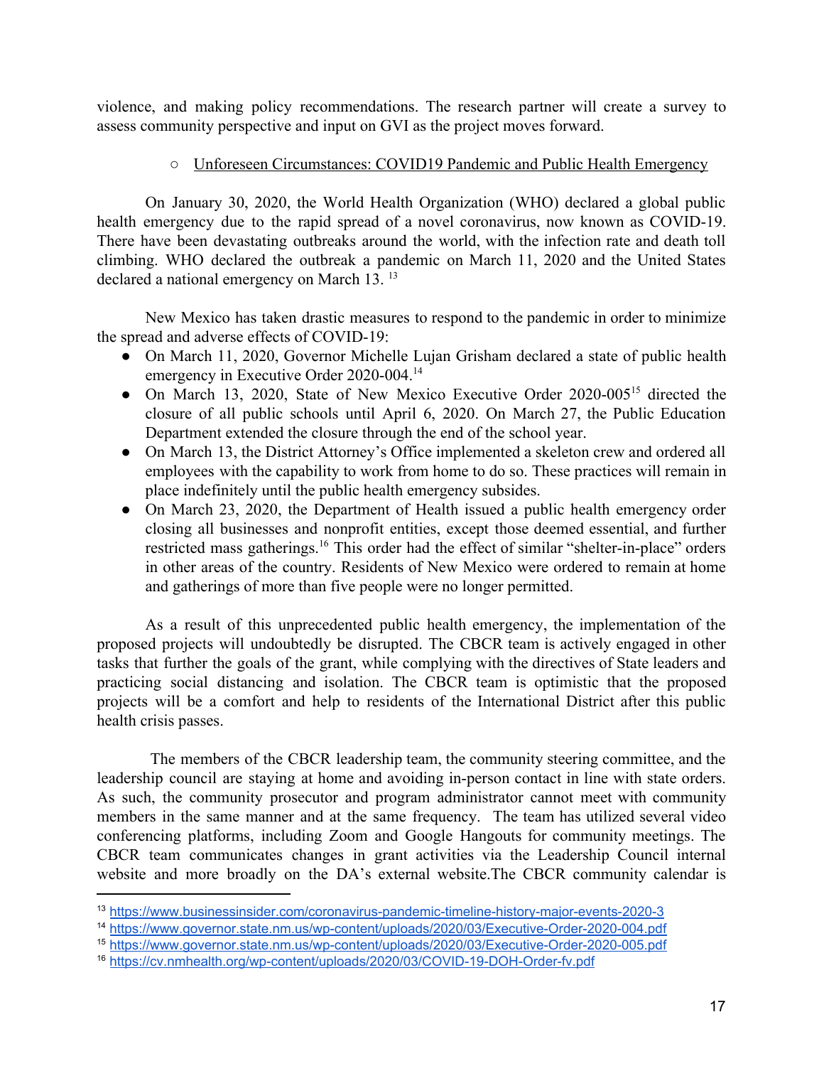violence, and making policy recommendations. The research partner will create a survey to assess community perspective and input on GVI as the project moves forward.

- Unforeseen Circumstances: COVID19 Pandemic and Public Health Emergency

On January 30, 2020, the World Health Organization (WHO) declared a global public health emergency due to the rapid spread of a novel coronavirus, now known as COVID-19. There have been devastating outbreaks around the world, with the infection rate and death toll climbing. WHO declared the outbreak a pandemic on March 11, 2020 and the United States declared a national emergency on March 13. [13]

New Mexico has taken drastic measures to respond to the pandemic in order to minimize the spread and adverse effects of COVID-19:

- On March 11, 2020, Governor Michelle Lujan Grisham declared a state of public health emergency in Executive Order 2020-004.[14]
- On March 13, 2020, State of New Mexico Executive Order 2020-005[15] directed the closure of all public schools until April 6, 2020. On March 27, the Public Education Department extended the closure through the end of the school year.
- On March 13, the District Attorney's Office implemented a skeleton crew and ordered all employees with the capability to work from home to do so. These practices will remain in place indefinitely until the public health emergency subsides.
- On March 23, 2020, the Department of Health issued a public health emergency order closing all businesses and nonprofit entities, except those deemed essential, and further restricted mass gatherings.[16] This order had the effect of similar "shelter-in-place" orders in other areas of the country. Residents of New Mexico were ordered to remain at home and gatherings of more than five people were no longer permitted.

As a result of this unprecedented public health emergency, the implementation of the proposed projects will undoubtedly be disrupted. The CBCR team is actively engaged in other tasks that further the goals of the grant, while complying with the directives of State leaders and practicing social distancing and isolation. The CBCR team is optimistic that the proposed projects will be a comfort and help to residents of the International District after this public health crisis passes.

The members of the CBCR leadership team, the community steering committee, and the leadership council are staying at home and avoiding in-person contact in line with state orders. As such, the community prosecutor and program administrator cannot meet with community members in the same manner and at the same frequency. The team has utilized several video conferencing platforms, including Zoom and Google Hangouts for community meetings. The CBCR team communicates changes in grant activities via the Leadership Council internal website and more broadly on the DA's external website.The CBCR community calendar is

---

[13] https://www.businessinsider.com/coronavirus-pandemic-timeline-history-major-events-2020-3

[14] https://www.governor.state.nm.us/wp-content/uploads/2020/03/Executive-Order-2020-004.pdf

[15] https://www.governor.state.nm.us/wp-content/uploads/2020/03/Executive-Order-2020-005.pdf

[16] https://cv.nmhealth.org/wp-content/uploads/2020/03/COVID-19-DOH-Order-fv.pdf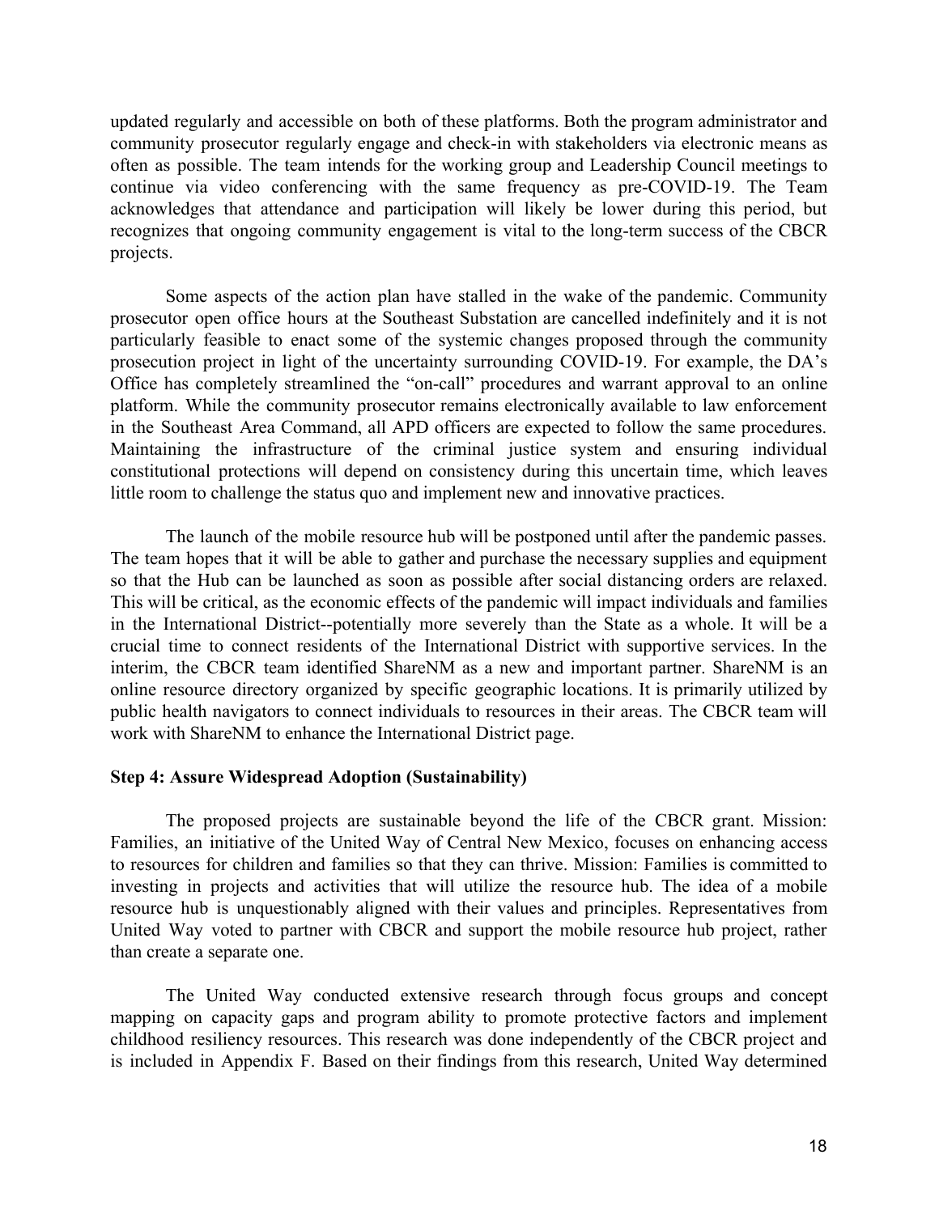updated regularly and accessible on both of these platforms. Both the program administrator and community prosecutor regularly engage and check-in with stakeholders via electronic means as often as possible. The team intends for the working group and Leadership Council meetings to continue via video conferencing with the same frequency as pre-COVID-19. The Team acknowledges that attendance and participation will likely be lower during this period, but recognizes that ongoing community engagement is vital to the long-term success of the CBCR projects.

Some aspects of the action plan have stalled in the wake of the pandemic. Community prosecutor open office hours at the Southeast Substation are cancelled indefinitely and it is not particularly feasible to enact some of the systemic changes proposed through the community prosecution project in light of the uncertainty surrounding COVID-19. For example, the DA's Office has completely streamlined the "on-call" procedures and warrant approval to an online platform. While the community prosecutor remains electronically available to law enforcement in the Southeast Area Command, all APD officers are expected to follow the same procedures. Maintaining the infrastructure of the criminal justice system and ensuring individual constitutional protections will depend on consistency during this uncertain time, which leaves little room to challenge the status quo and implement new and innovative practices.

The launch of the mobile resource hub will be postponed until after the pandemic passes. The team hopes that it will be able to gather and purchase the necessary supplies and equipment so that the Hub can be launched as soon as possible after social distancing orders are relaxed. This will be critical, as the economic effects of the pandemic will impact individuals and families in the International District--potentially more severely than the State as a whole. It will be a crucial time to connect residents of the International District with supportive services. In the interim, the CBCR team identified ShareNM as a new and important partner. ShareNM is an online resource directory organized by specific geographic locations. It is primarily utilized by public health navigators to connect individuals to resources in their areas. The CBCR team will work with ShareNM to enhance the International District page.

**Step 4: Assure Widespread Adoption (Sustainability)**

The proposed projects are sustainable beyond the life of the CBCR grant. Mission: Families, an initiative of the United Way of Central New Mexico, focuses on enhancing access to resources for children and families so that they can thrive. Mission: Families is committed to investing in projects and activities that will utilize the resource hub. The idea of a mobile resource hub is unquestionably aligned with their values and principles. Representatives from United Way voted to partner with CBCR and support the mobile resource hub project, rather than create a separate one.

The United Way conducted extensive research through focus groups and concept mapping on capacity gaps and program ability to promote protective factors and implement childhood resiliency resources. This research was done independently of the CBCR project and is included in Appendix F. Based on their findings from this research, United Way determined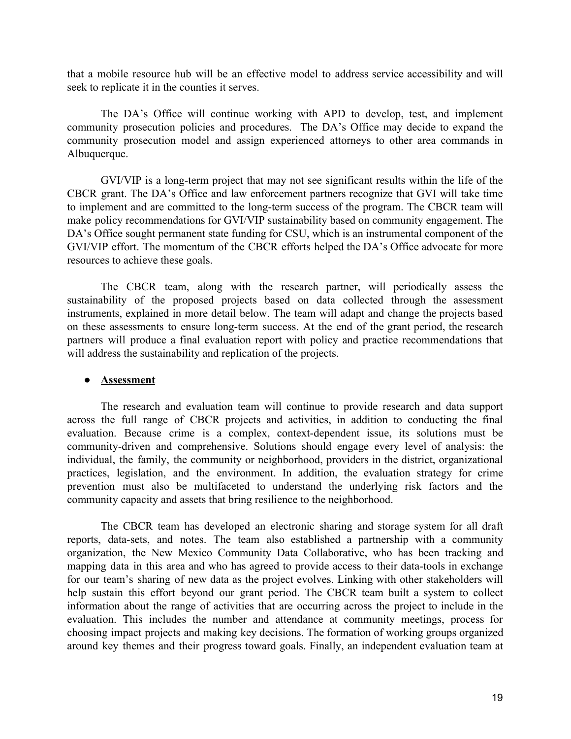that a mobile resource hub will be an effective model to address service accessibility and will seek to replicate it in the counties it serves.

The DA's Office will continue working with APD to develop, test, and implement community prosecution policies and procedures. The DA's Office may decide to expand the community prosecution model and assign experienced attorneys to other area commands in Albuquerque.

GVI/VIP is a long-term project that may not see significant results within the life of the CBCR grant. The DA's Office and law enforcement partners recognize that GVI will take time to implement and are committed to the long-term success of the program. The CBCR team will make policy recommendations for GVI/VIP sustainability based on community engagement. The DA's Office sought permanent state funding for CSU, which is an instrumental component of the GVI/VIP effort. The momentum of the CBCR efforts helped the DA's Office advocate for more resources to achieve these goals.

The CBCR team, along with the research partner, will periodically assess the sustainability of the proposed projects based on data collected through the assessment instruments, explained in more detail below. The team will adapt and change the projects based on these assessments to ensure long-term success. At the end of the grant period, the research partners will produce a final evaluation report with policy and practice recommendations that will address the sustainability and replication of the projects.

- **Assessment**

The research and evaluation team will continue to provide research and data support across the full range of CBCR projects and activities, in addition to conducting the final evaluation. Because crime is a complex, context-dependent issue, its solutions must be community-driven and comprehensive. Solutions should engage every level of analysis: the individual, the family, the community or neighborhood, providers in the district, organizational practices, legislation, and the environment. In addition, the evaluation strategy for crime prevention must also be multifaceted to understand the underlying risk factors and the community capacity and assets that bring resilience to the neighborhood.

The CBCR team has developed an electronic sharing and storage system for all draft reports, data-sets, and notes. The team also established a partnership with a community organization, the New Mexico Community Data Collaborative, who has been tracking and mapping data in this area and who has agreed to provide access to their data-tools in exchange for our team's sharing of new data as the project evolves. Linking with other stakeholders will help sustain this effort beyond our grant period. The CBCR team built a system to collect information about the range of activities that are occurring across the project to include in the evaluation. This includes the number and attendance at community meetings, process for choosing impact projects and making key decisions. The formation of working groups organized around key themes and their progress toward goals. Finally, an independent evaluation team at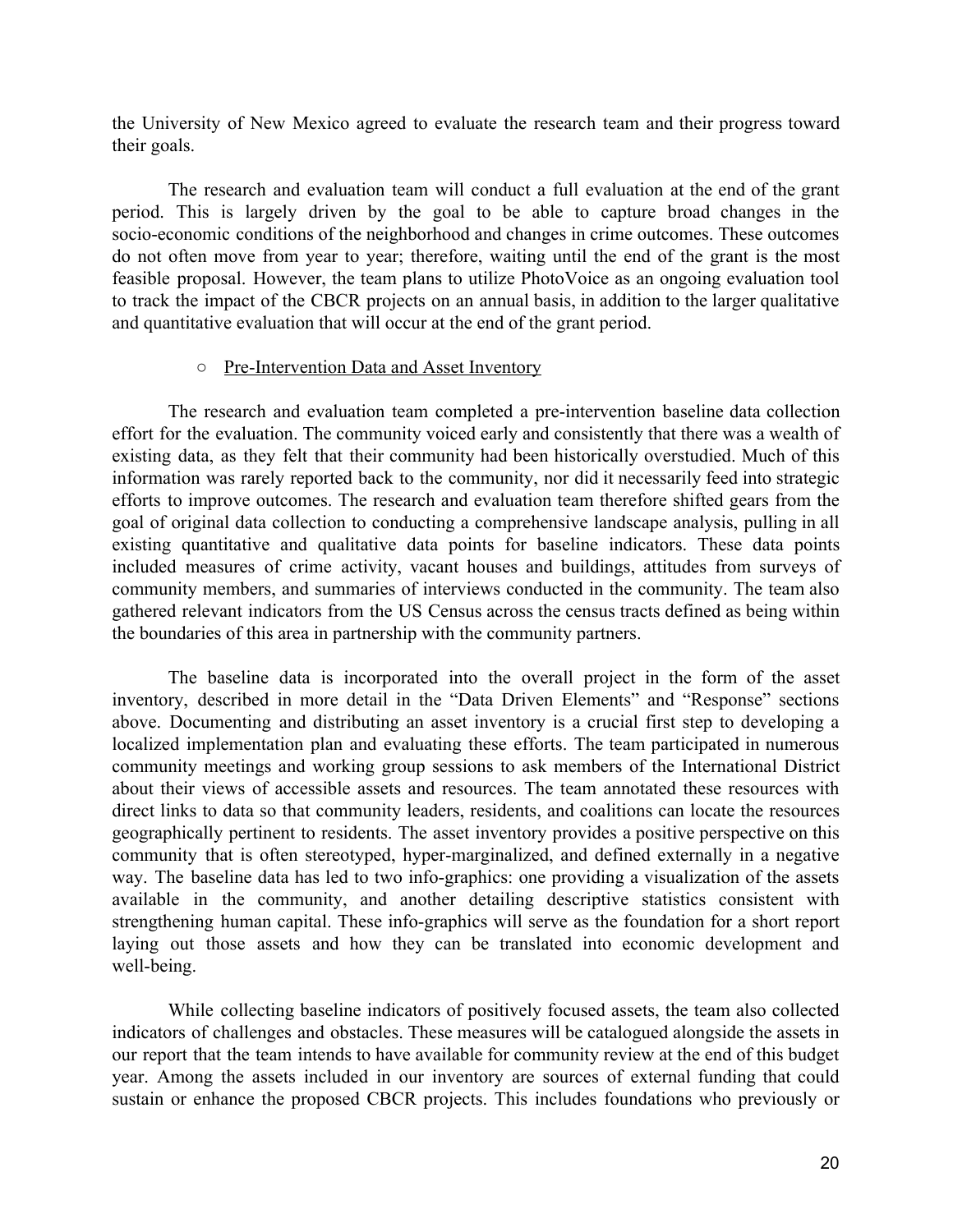the University of New Mexico agreed to evaluate the research team and their progress toward their goals.

The research and evaluation team will conduct a full evaluation at the end of the grant period. This is largely driven by the goal to be able to capture broad changes in the socio-economic conditions of the neighborhood and changes in crime outcomes. These outcomes do not often move from year to year; therefore, waiting until the end of the grant is the most feasible proposal. However, the team plans to utilize PhotoVoice as an ongoing evaluation tool to track the impact of the CBCR projects on an annual basis, in addition to the larger qualitative and quantitative evaluation that will occur at the end of the grant period.

- Pre-Intervention Data and Asset Inventory

The research and evaluation team completed a pre-intervention baseline data collection effort for the evaluation. The community voiced early and consistently that there was a wealth of existing data, as they felt that their community had been historically overstudied. Much of this information was rarely reported back to the community, nor did it necessarily feed into strategic efforts to improve outcomes. The research and evaluation team therefore shifted gears from the goal of original data collection to conducting a comprehensive landscape analysis, pulling in all existing quantitative and qualitative data points for baseline indicators. These data points included measures of crime activity, vacant houses and buildings, attitudes from surveys of community members, and summaries of interviews conducted in the community. The team also gathered relevant indicators from the US Census across the census tracts defined as being within the boundaries of this area in partnership with the community partners.

The baseline data is incorporated into the overall project in the form of the asset inventory, described in more detail in the "Data Driven Elements" and "Response" sections above. Documenting and distributing an asset inventory is a crucial first step to developing a localized implementation plan and evaluating these efforts. The team participated in numerous community meetings and working group sessions to ask members of the International District about their views of accessible assets and resources. The team annotated these resources with direct links to data so that community leaders, residents, and coalitions can locate the resources geographically pertinent to residents. The asset inventory provides a positive perspective on this community that is often stereotyped, hyper-marginalized, and defined externally in a negative way. The baseline data has led to two info-graphics: one providing a visualization of the assets available in the community, and another detailing descriptive statistics consistent with strengthening human capital. These info-graphics will serve as the foundation for a short report laying out those assets and how they can be translated into economic development and well-being.

While collecting baseline indicators of positively focused assets, the team also collected indicators of challenges and obstacles. These measures will be catalogued alongside the assets in our report that the team intends to have available for community review at the end of this budget year. Among the assets included in our inventory are sources of external funding that could sustain or enhance the proposed CBCR projects. This includes foundations who previously or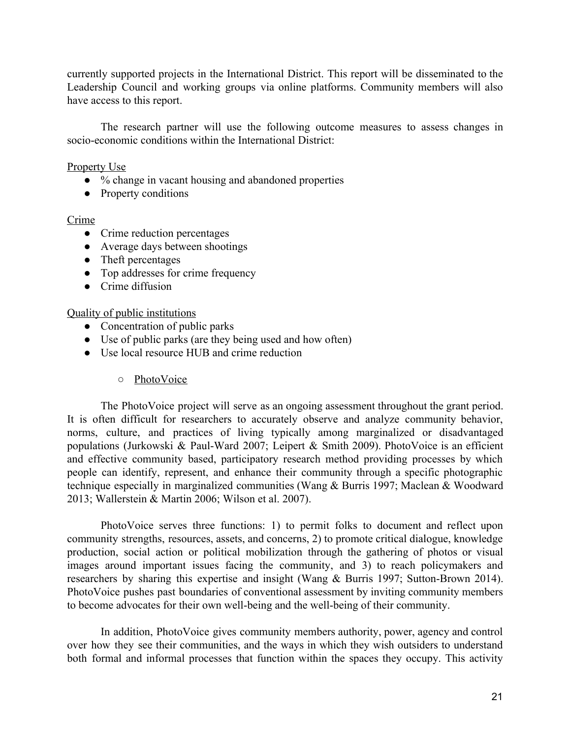currently supported projects in the International District. This report will be disseminated to the Leadership Council and working groups via online platforms. Community members will also have access to this report.

The research partner will use the following outcome measures to assess changes in socio-economic conditions within the International District:

<u>Property Use</u>

- % change in vacant housing and abandoned properties
- Property conditions

<u>Crime</u>

- Crime reduction percentages
- Average days between shootings
- Theft percentages
- Top addresses for crime frequency
- Crime diffusion

<u>Quality of public institutions</u>

- Concentration of public parks
- Use of public parks (are they being used and how often)
- Use local resource HUB and crime reduction

    - <u>PhotoVoice</u>

The PhotoVoice project will serve as an ongoing assessment throughout the grant period. It is often difficult for researchers to accurately observe and analyze community behavior, norms, culture, and practices of living typically among marginalized or disadvantaged populations (Jurkowski & Paul-Ward 2007; Leipert & Smith 2009). PhotoVoice is an efficient and effective community based, participatory research method providing processes by which people can identify, represent, and enhance their community through a specific photographic technique especially in marginalized communities (Wang & Burris 1997; Maclean & Woodward 2013; Wallerstein & Martin 2006; Wilson et al. 2007).

PhotoVoice serves three functions: 1) to permit folks to document and reflect upon community strengths, resources, assets, and concerns, 2) to promote critical dialogue, knowledge production, social action or political mobilization through the gathering of photos or visual images around important issues facing the community, and 3) to reach policymakers and researchers by sharing this expertise and insight (Wang & Burris 1997; Sutton-Brown 2014). PhotoVoice pushes past boundaries of conventional assessment by inviting community members to become advocates for their own well-being and the well-being of their community.

In addition, PhotoVoice gives community members authority, power, agency and control over how they see their communities, and the ways in which they wish outsiders to understand both formal and informal processes that function within the spaces they occupy. This activity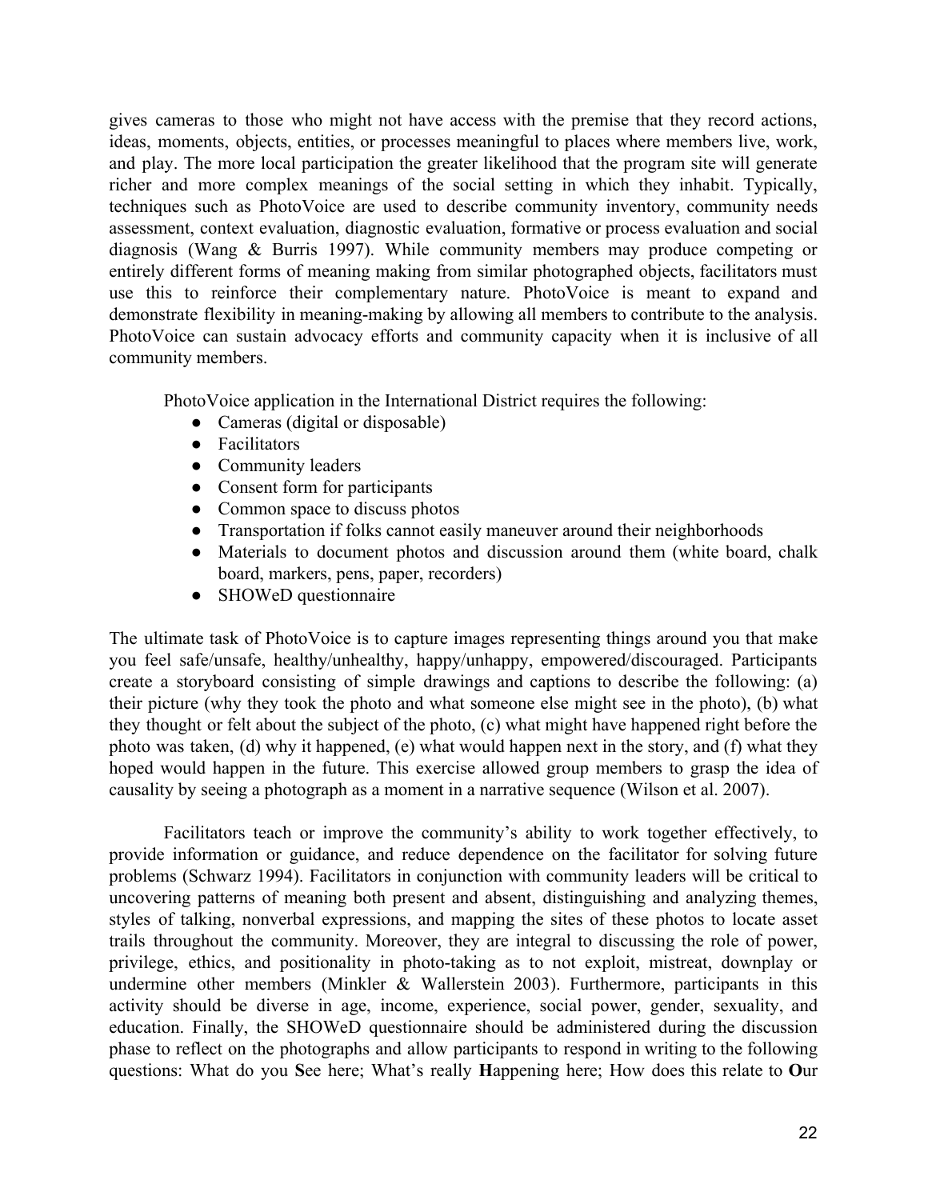gives cameras to those who might not have access with the premise that they record actions, ideas, moments, objects, entities, or processes meaningful to places where members live, work, and play. The more local participation the greater likelihood that the program site will generate richer and more complex meanings of the social setting in which they inhabit. Typically, techniques such as PhotoVoice are used to describe community inventory, community needs assessment, context evaluation, diagnostic evaluation, formative or process evaluation and social diagnosis (Wang & Burris 1997). While community members may produce competing or entirely different forms of meaning making from similar photographed objects, facilitators must use this to reinforce their complementary nature. PhotoVoice is meant to expand and demonstrate flexibility in meaning-making by allowing all members to contribute to the analysis. PhotoVoice can sustain advocacy efforts and community capacity when it is inclusive of all community members.

PhotoVoice application in the International District requires the following:

- Cameras (digital or disposable)
- Facilitators
- Community leaders
- Consent form for participants
- Common space to discuss photos
- Transportation if folks cannot easily maneuver around their neighborhoods
- Materials to document photos and discussion around them (white board, chalk board, markers, pens, paper, recorders)
- SHOWeD questionnaire

The ultimate task of PhotoVoice is to capture images representing things around you that make you feel safe/unsafe, healthy/unhealthy, happy/unhappy, empowered/discouraged. Participants create a storyboard consisting of simple drawings and captions to describe the following: (a) their picture (why they took the photo and what someone else might see in the photo), (b) what they thought or felt about the subject of the photo, (c) what might have happened right before the photo was taken, (d) why it happened, (e) what would happen next in the story, and (f) what they hoped would happen in the future. This exercise allowed group members to grasp the idea of causality by seeing a photograph as a moment in a narrative sequence (Wilson et al. 2007).

Facilitators teach or improve the community's ability to work together effectively, to provide information or guidance, and reduce dependence on the facilitator for solving future problems (Schwarz 1994). Facilitators in conjunction with community leaders will be critical to uncovering patterns of meaning both present and absent, distinguishing and analyzing themes, styles of talking, nonverbal expressions, and mapping the sites of these photos to locate asset trails throughout the community. Moreover, they are integral to discussing the role of power, privilege, ethics, and positionality in photo-taking as to not exploit, mistreat, downplay or undermine other members (Minkler & Wallerstein 2003). Furthermore, participants in this activity should be diverse in age, income, experience, social power, gender, sexuality, and education. Finally, the SHOWeD questionnaire should be administered during the discussion phase to reflect on the photographs and allow participants to respond in writing to the following questions: What do you **S**ee here; What's really **H**appening here; How does this relate to **O**ur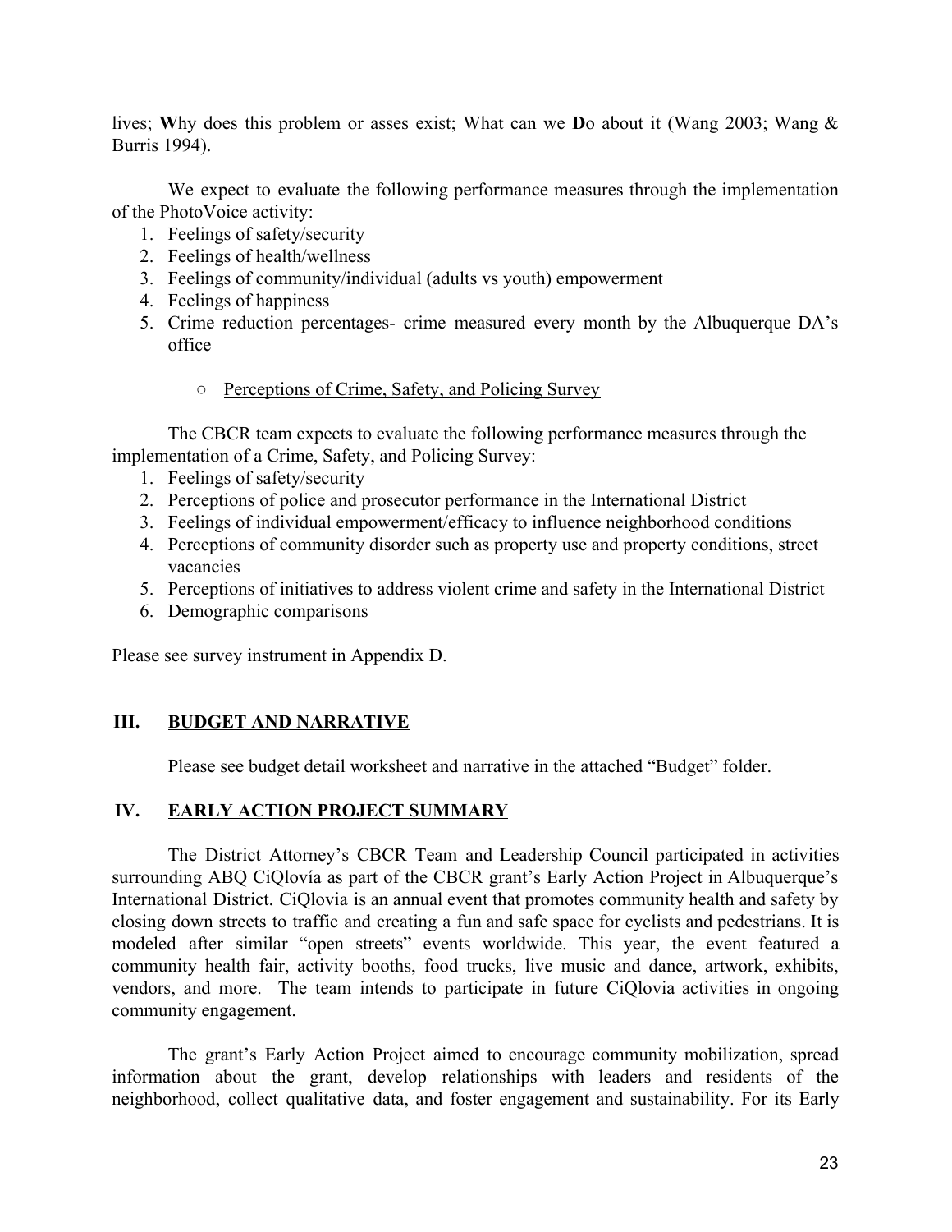lives; **W**hy does this problem or asses exist; What can we **D**o about it (Wang 2003; Wang & Burris 1994).

We expect to evaluate the following performance measures through the implementation of the PhotoVoice activity:

1. Feelings of safety/security
2. Feelings of health/wellness
3. Feelings of community/individual (adults vs youth) empowerment
4. Feelings of happiness
5. Crime reduction percentages- crime measured every month by the Albuquerque DA's office

    - Perceptions of Crime, Safety, and Policing Survey

The CBCR team expects to evaluate the following performance measures through the implementation of a Crime, Safety, and Policing Survey:

1. Feelings of safety/security
2. Perceptions of police and prosecutor performance in the International District
3. Feelings of individual empowerment/efficacy to influence neighborhood conditions
4. Perceptions of community disorder such as property use and property conditions, street vacancies
5. Perceptions of initiatives to address violent crime and safety in the International District
6. Demographic comparisons

Please see survey instrument in Appendix D.

## III. BUDGET AND NARRATIVE

Please see budget detail worksheet and narrative in the attached "Budget" folder.

## IV. EARLY ACTION PROJECT SUMMARY

The District Attorney's CBCR Team and Leadership Council participated in activities surrounding ABQ CiQlovía as part of the CBCR grant's Early Action Project in Albuquerque's International District. CiQlovia is an annual event that promotes community health and safety by closing down streets to traffic and creating a fun and safe space for cyclists and pedestrians. It is modeled after similar "open streets" events worldwide. This year, the event featured a community health fair, activity booths, food trucks, live music and dance, artwork, exhibits, vendors, and more. The team intends to participate in future CiQlovia activities in ongoing community engagement.

The grant's Early Action Project aimed to encourage community mobilization, spread information about the grant, develop relationships with leaders and residents of the neighborhood, collect qualitative data, and foster engagement and sustainability. For its Early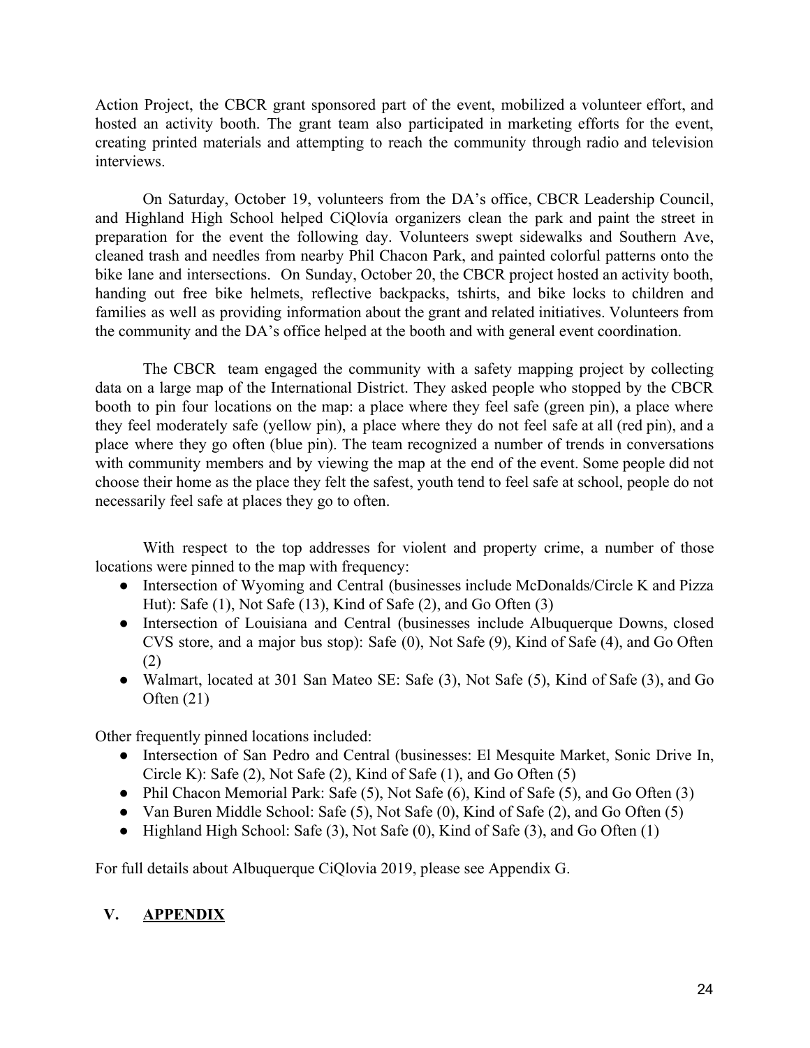Action Project, the CBCR grant sponsored part of the event, mobilized a volunteer effort, and hosted an activity booth. The grant team also participated in marketing efforts for the event, creating printed materials and attempting to reach the community through radio and television interviews.

On Saturday, October 19, volunteers from the DA's office, CBCR Leadership Council, and Highland High School helped CiQlovía organizers clean the park and paint the street in preparation for the event the following day. Volunteers swept sidewalks and Southern Ave, cleaned trash and needles from nearby Phil Chacon Park, and painted colorful patterns onto the bike lane and intersections. On Sunday, October 20, the CBCR project hosted an activity booth, handing out free bike helmets, reflective backpacks, tshirts, and bike locks to children and families as well as providing information about the grant and related initiatives. Volunteers from the community and the DA's office helped at the booth and with general event coordination.

The CBCR team engaged the community with a safety mapping project by collecting data on a large map of the International District. They asked people who stopped by the CBCR booth to pin four locations on the map: a place where they feel safe (green pin), a place where they feel moderately safe (yellow pin), a place where they do not feel safe at all (red pin), and a place where they go often (blue pin). The team recognized a number of trends in conversations with community members and by viewing the map at the end of the event. Some people did not choose their home as the place they felt the safest, youth tend to feel safe at school, people do not necessarily feel safe at places they go to often.

With respect to the top addresses for violent and property crime, a number of those locations were pinned to the map with frequency:

- Intersection of Wyoming and Central (businesses include McDonalds/Circle K and Pizza Hut): Safe (1), Not Safe (13), Kind of Safe (2), and Go Often (3)
- Intersection of Louisiana and Central (businesses include Albuquerque Downs, closed CVS store, and a major bus stop): Safe (0), Not Safe (9), Kind of Safe (4), and Go Often (2)
- Walmart, located at 301 San Mateo SE: Safe (3), Not Safe (5), Kind of Safe (3), and Go Often (21)

Other frequently pinned locations included:

- Intersection of San Pedro and Central (businesses: El Mesquite Market, Sonic Drive In, Circle K): Safe (2), Not Safe (2), Kind of Safe (1), and Go Often (5)
- Phil Chacon Memorial Park: Safe (5), Not Safe (6), Kind of Safe (5), and Go Often (3)
- Van Buren Middle School: Safe (5), Not Safe (0), Kind of Safe (2), and Go Often (5)
- Highland High School: Safe (3), Not Safe (0), Kind of Safe (3), and Go Often (1)

For full details about Albuquerque CiQlovia 2019, please see Appendix G.

## V. APPENDIX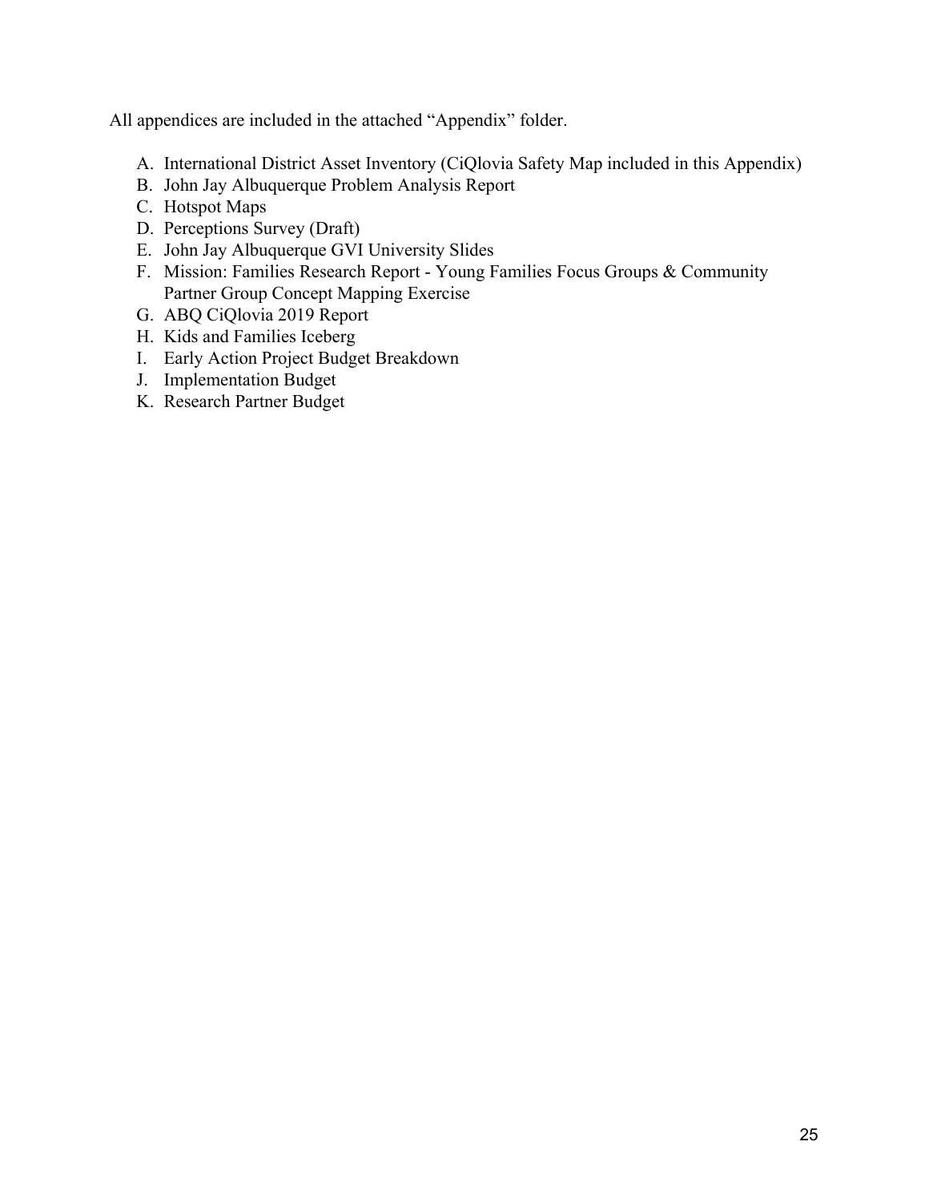All appendices are included in the attached “Appendix” folder.

A. International District Asset Inventory (CiQlovia Safety Map included in this Appendix)
B. John Jay Albuquerque Problem Analysis Report
C. Hotspot Maps
D. Perceptions Survey (Draft)
E. John Jay Albuquerque GVI University Slides
F. Mission: Families Research Report - Young Families Focus Groups & Community Partner Group Concept Mapping Exercise
G. ABQ CiQlovia 2019 Report
H. Kids and Families Iceberg
I. Early Action Project Budget Breakdown
J. Implementation Budget
K. Research Partner Budget